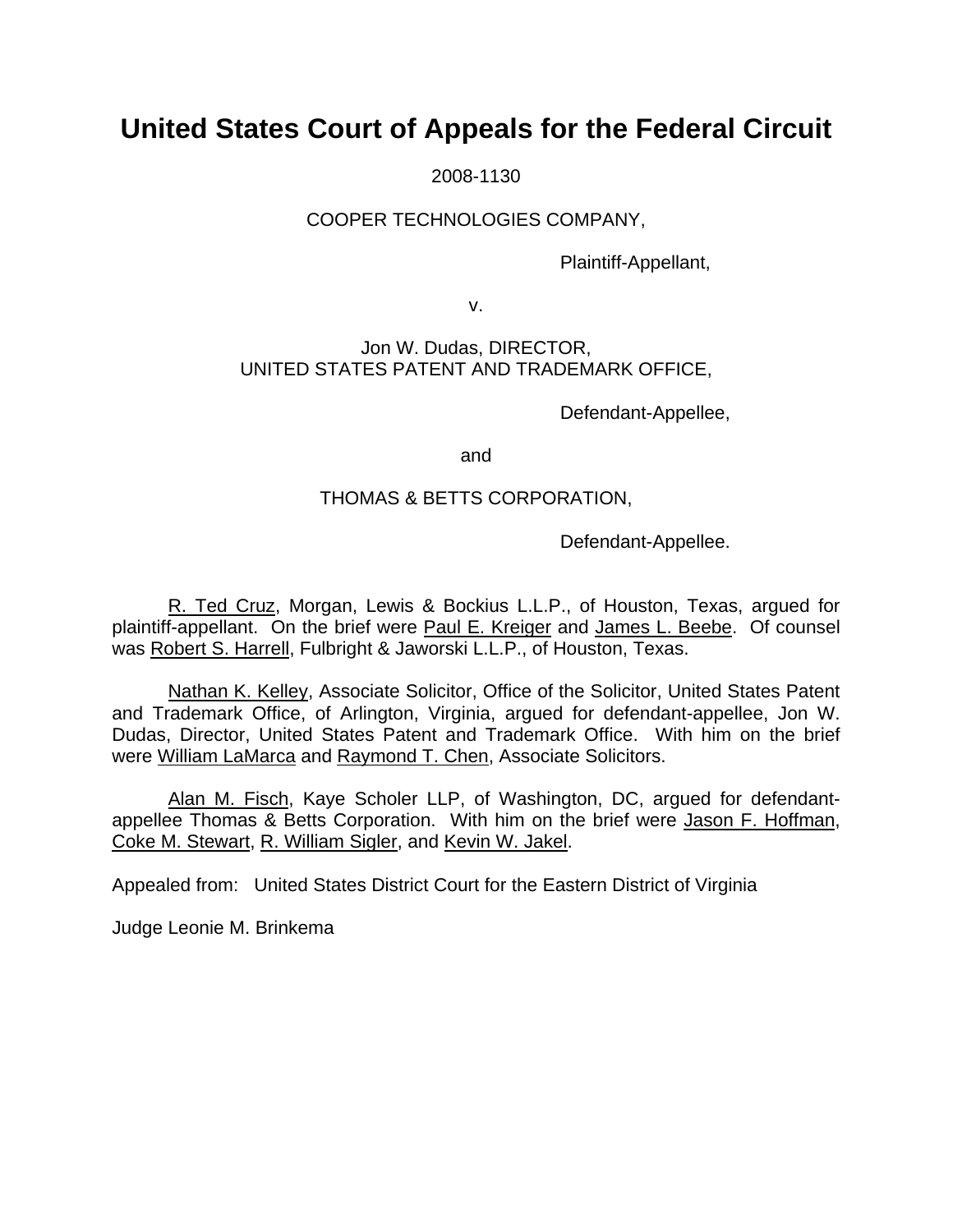# United States Court of Appeals for the Federal Circuit

2008-1130

COOPER TECHNOLOGIES COMPANY,

Plaintiff-Appellant,

v.

Jon W. Dudas, DIRECTOR,
UNITED STATES PATENT AND TRADEMARK OFFICE,

Defendant-Appellee,

and

THOMAS & BETTS CORPORATION,

Defendant-Appellee.

R. Ted Cruz, Morgan, Lewis & Bockius L.L.P., of Houston, Texas, argued for plaintiff-appellant. On the brief were Paul E. Kreiger and James L. Beebe. Of counsel was Robert S. Harrell, Fulbright & Jaworski L.L.P., of Houston, Texas.

Nathan K. Kelley, Associate Solicitor, Office of the Solicitor, United States Patent and Trademark Office, of Arlington, Virginia, argued for defendant-appellee, Jon W. Dudas, Director, United States Patent and Trademark Office. With him on the brief were William LaMarca and Raymond T. Chen, Associate Solicitors.

Alan M. Fisch, Kaye Scholer LLP, of Washington, DC, argued for defendant-appellee Thomas & Betts Corporation. With him on the brief were Jason F. Hoffman, Coke M. Stewart, R. William Sigler, and Kevin W. Jakel.

Appealed from: United States District Court for the Eastern District of Virginia

Judge Leonie M. Brinkema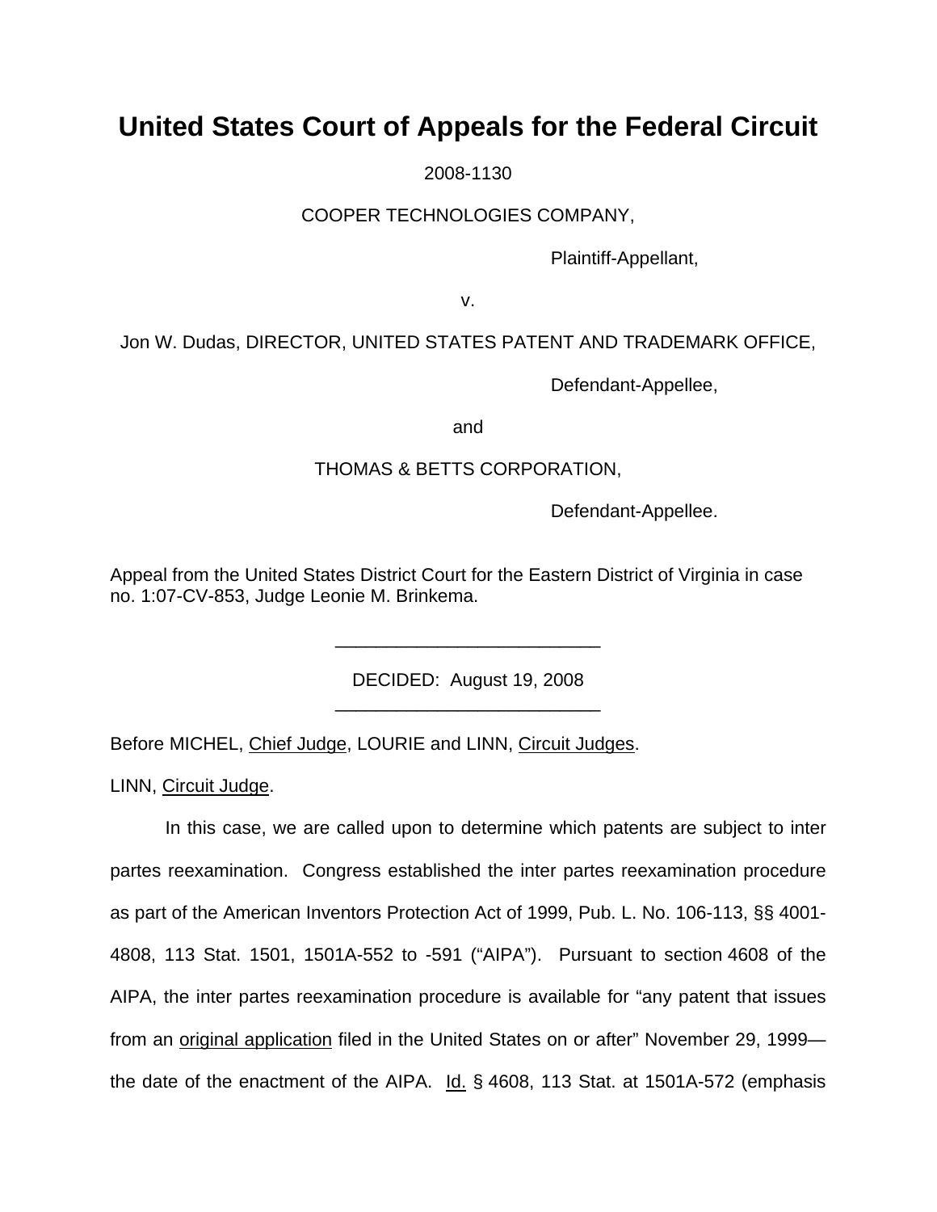# United States Court of Appeals for the Federal Circuit

2008-1130

COOPER TECHNOLOGIES COMPANY,

Plaintiff-Appellant,

v.

Jon W. Dudas, DIRECTOR, UNITED STATES PATENT AND TRADEMARK OFFICE,

Defendant-Appellee,

and

THOMAS & BETTS CORPORATION,

Defendant-Appellee.

Appeal from the United States District Court for the Eastern District of Virginia in case no. 1:07-CV-853, Judge Leonie M. Brinkema.

---

DECIDED: August 19, 2008

---

Before MICHEL, Chief Judge, LOURIE and LINN, Circuit Judges.

LINN, Circuit Judge.

In this case, we are called upon to determine which patents are subject to inter partes reexamination. Congress established the inter partes reexamination procedure as part of the American Inventors Protection Act of 1999, Pub. L. No. 106-113, §§ 4001-4808, 113 Stat. 1501, 1501A-552 to -591 ("AIPA"). Pursuant to section 4608 of the AIPA, the inter partes reexamination procedure is available for "any patent that issues from an original application filed in the United States on or after" November 29, 1999—the date of the enactment of the AIPA. Id. § 4608, 113 Stat. at 1501A-572 (emphasis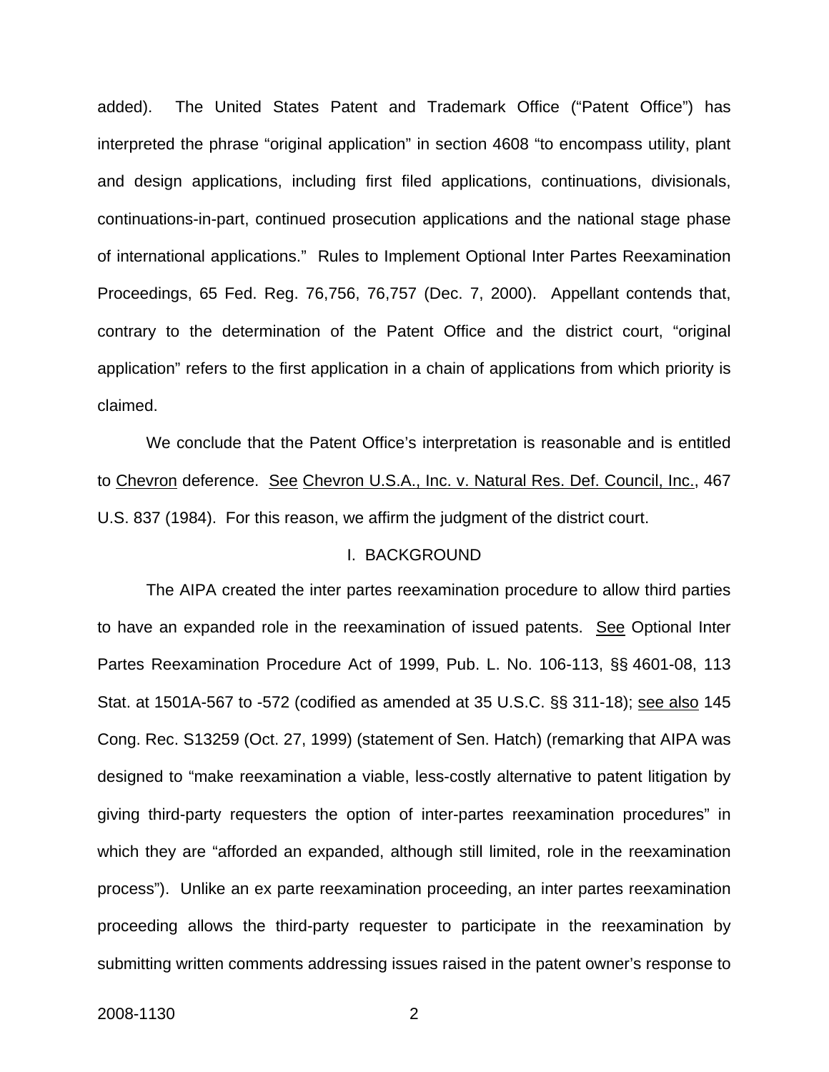added). The United States Patent and Trademark Office ("Patent Office") has interpreted the phrase "original application" in section 4608 "to encompass utility, plant and design applications, including first filed applications, continuations, divisionals, continuations-in-part, continued prosecution applications and the national stage phase of international applications." Rules to Implement Optional Inter Partes Reexamination Proceedings, 65 Fed. Reg. 76,756, 76,757 (Dec. 7, 2000). Appellant contends that, contrary to the determination of the Patent Office and the district court, "original application" refers to the first application in a chain of applications from which priority is claimed.

We conclude that the Patent Office's interpretation is reasonable and is entitled to Chevron deference. See Chevron U.S.A., Inc. v. Natural Res. Def. Council, Inc., 467 U.S. 837 (1984). For this reason, we affirm the judgment of the district court.

## I. BACKGROUND

The AIPA created the inter partes reexamination procedure to allow third parties to have an expanded role in the reexamination of issued patents. See Optional Inter Partes Reexamination Procedure Act of 1999, Pub. L. No. 106-113, §§ 4601-08, 113 Stat. at 1501A-567 to -572 (codified as amended at 35 U.S.C. §§ 311-18); see also 145 Cong. Rec. S13259 (Oct. 27, 1999) (statement of Sen. Hatch) (remarking that AIPA was designed to "make reexamination a viable, less-costly alternative to patent litigation by giving third-party requesters the option of inter-partes reexamination procedures" in which they are "afforded an expanded, although still limited, role in the reexamination process"). Unlike an ex parte reexamination proceeding, an inter partes reexamination proceeding allows the third-party requester to participate in the reexamination by submitting written comments addressing issues raised in the patent owner's response to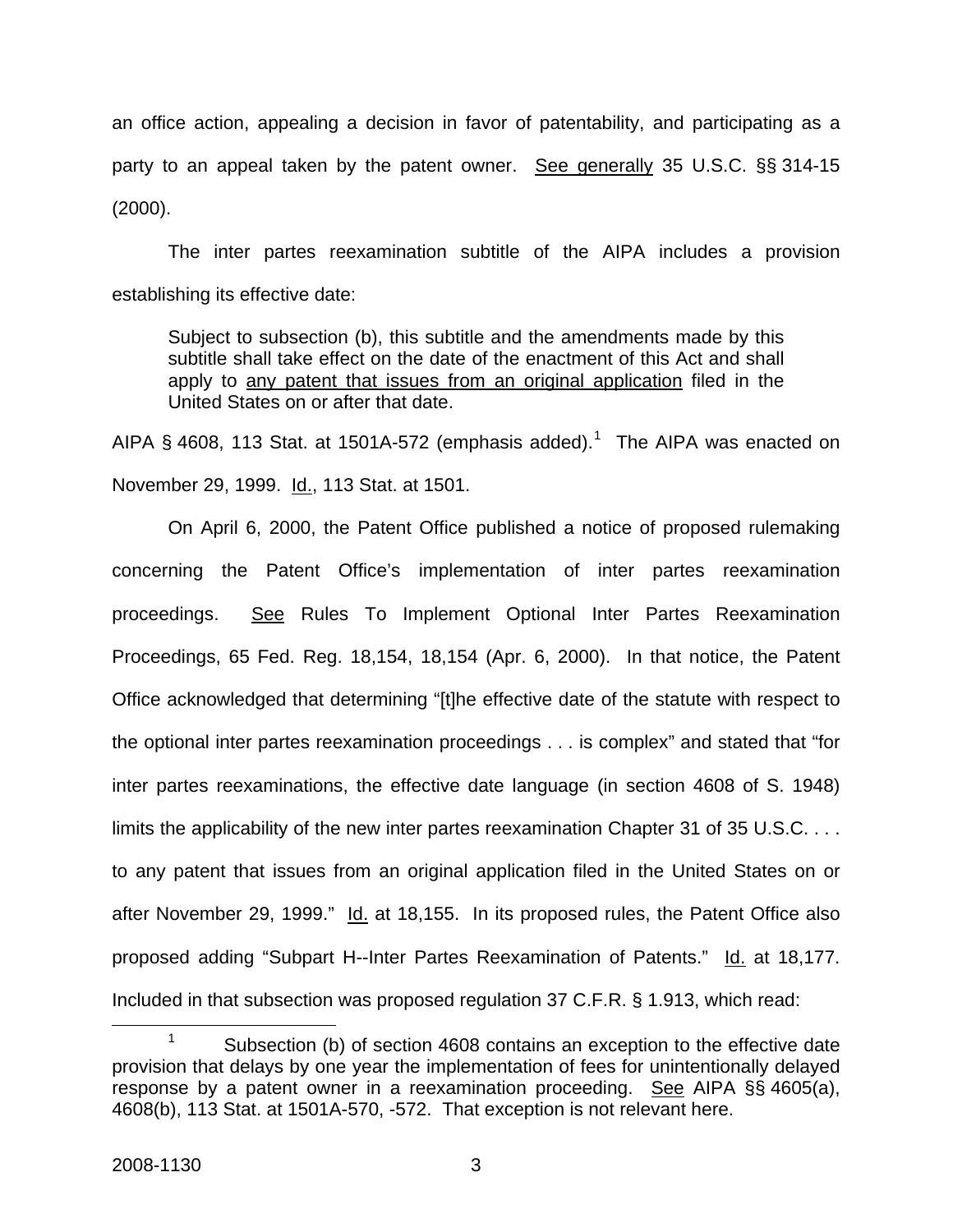an office action, appealing a decision in favor of patentability, and participating as a party to an appeal taken by the patent owner. See generally 35 U.S.C. §§ 314-15 (2000).

The inter partes reexamination subtitle of the AIPA includes a provision establishing its effective date:

> Subject to subsection (b), this subtitle and the amendments made by this subtitle shall take effect on the date of the enactment of this Act and shall apply to any patent that issues from an original application filed in the United States on or after that date.

AIPA § 4608, 113 Stat. at 1501A-572 (emphasis added).[1] The AIPA was enacted on November 29, 1999. Id., 113 Stat. at 1501.

On April 6, 2000, the Patent Office published a notice of proposed rulemaking concerning the Patent Office's implementation of inter partes reexamination proceedings. See Rules To Implement Optional Inter Partes Reexamination Proceedings, 65 Fed. Reg. 18,154, 18,154 (Apr. 6, 2000). In that notice, the Patent Office acknowledged that determining "[t]he effective date of the statute with respect to the optional inter partes reexamination proceedings . . . is complex" and stated that "for inter partes reexaminations, the effective date language (in section 4608 of S. 1948) limits the applicability of the new inter partes reexamination Chapter 31 of 35 U.S.C. . . . to any patent that issues from an original application filed in the United States on or after November 29, 1999." Id. at 18,155. In its proposed rules, the Patent Office also proposed adding "Subpart H--Inter Partes Reexamination of Patents." Id. at 18,177. Included in that subsection was proposed regulation 37 C.F.R. § 1.913, which read:

---

[1] Subsection (b) of section 4608 contains an exception to the effective date provision that delays by one year the implementation of fees for unintentionally delayed response by a patent owner in a reexamination proceeding. See AIPA §§ 4605(a), 4608(b), 113 Stat. at 1501A-570, -572. That exception is not relevant here.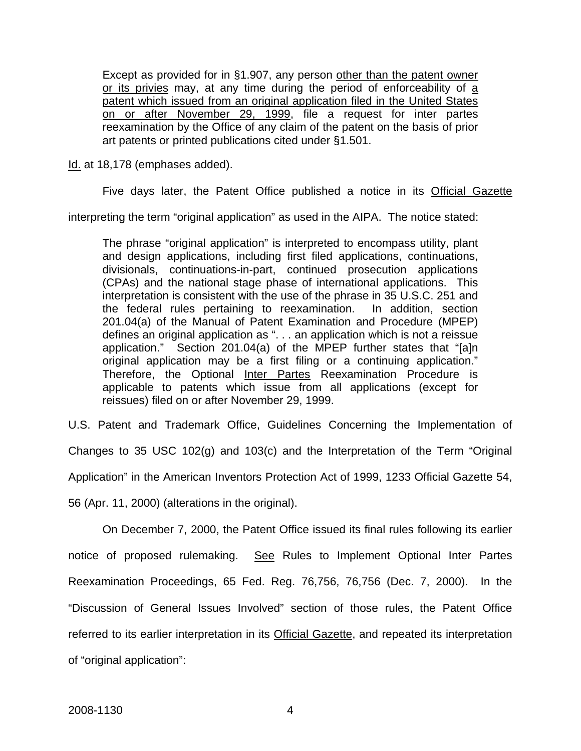> Except as provided for in §1.907, any person <u>other than the patent owner or its privies</u> may, at any time during the period of enforceability of <u>a patent which issued from an original application filed in the United States on or after November 29, 1999</u>, file a request for inter partes reexamination by the Office of any claim of the patent on the basis of prior art patents or printed publications cited under §1.501.

<u>Id.</u> at 18,178 (emphases added).

Five days later, the Patent Office published a notice in its <u>Official Gazette</u> interpreting the term "original application" as used in the AIPA. The notice stated:

> The phrase "original application" is interpreted to encompass utility, plant and design applications, including first filed applications, continuations, divisionals, continuations-in-part, continued prosecution applications (CPAs) and the national stage phase of international applications. This interpretation is consistent with the use of the phrase in 35 U.S.C. 251 and the federal rules pertaining to reexamination. In addition, section 201.04(a) of the Manual of Patent Examination and Procedure (MPEP) defines an original application as ". . . an application which is not a reissue application." Section 201.04(a) of the MPEP further states that "[a]n original application may be a first filing or a continuing application." Therefore, the Optional <u>Inter Partes</u> Reexamination Procedure is applicable to patents which issue from all applications (except for reissues) filed on or after November 29, 1999.

U.S. Patent and Trademark Office, Guidelines Concerning the Implementation of Changes to 35 USC 102(g) and 103(c) and the Interpretation of the Term "Original Application" in the American Inventors Protection Act of 1999, 1233 Official Gazette 54, 56 (Apr. 11, 2000) (alterations in the original).

On December 7, 2000, the Patent Office issued its final rules following its earlier notice of proposed rulemaking. <u>See</u> Rules to Implement Optional Inter Partes Reexamination Proceedings, 65 Fed. Reg. 76,756, 76,756 (Dec. 7, 2000). In the "Discussion of General Issues Involved" section of those rules, the Patent Office referred to its earlier interpretation in its <u>Official Gazette</u>, and repeated its interpretation of "original application":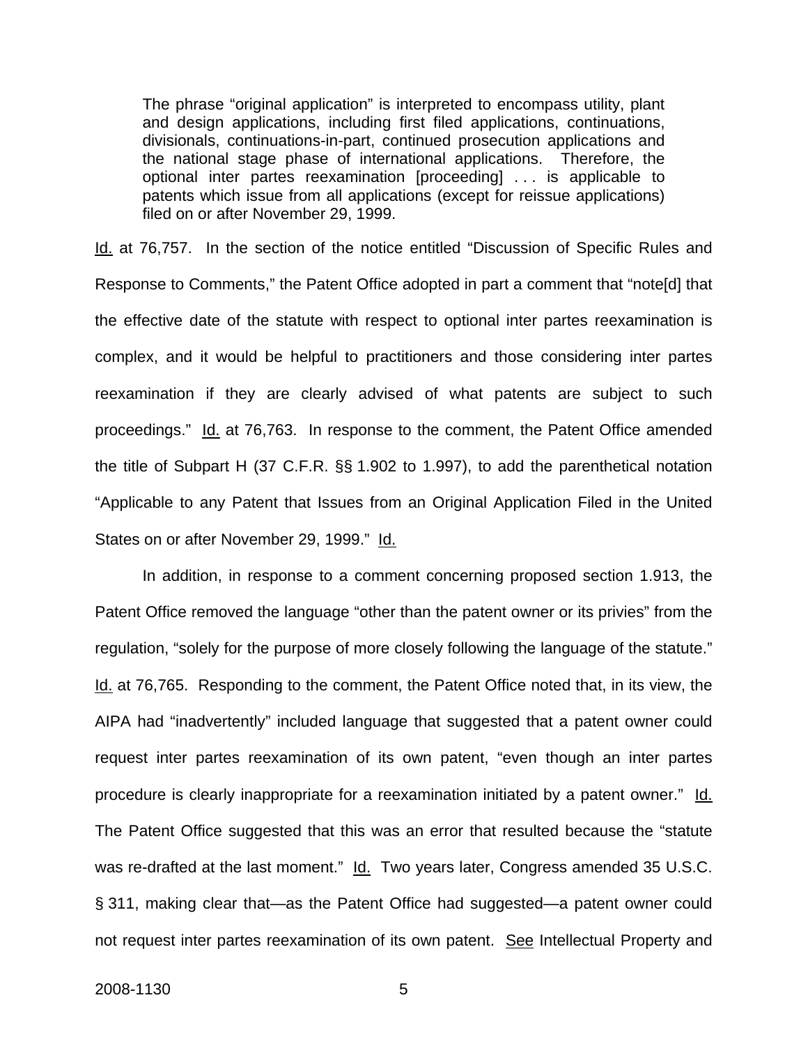> The phrase "original application" is interpreted to encompass utility, plant and design applications, including first filed applications, continuations, divisionals, continuations-in-part, continued prosecution applications and the national stage phase of international applications. Therefore, the optional inter partes reexamination [proceeding] . . . is applicable to patents which issue from all applications (except for reissue applications) filed on or after November 29, 1999.

Id. at 76,757. In the section of the notice entitled "Discussion of Specific Rules and Response to Comments," the Patent Office adopted in part a comment that "note[d] that the effective date of the statute with respect to optional inter partes reexamination is complex, and it would be helpful to practitioners and those considering inter partes reexamination if they are clearly advised of what patents are subject to such proceedings." Id. at 76,763. In response to the comment, the Patent Office amended the title of Subpart H (37 C.F.R. §§ 1.902 to 1.997), to add the parenthetical notation "Applicable to any Patent that Issues from an Original Application Filed in the United States on or after November 29, 1999." Id.

In addition, in response to a comment concerning proposed section 1.913, the Patent Office removed the language "other than the patent owner or its privies" from the regulation, "solely for the purpose of more closely following the language of the statute." Id. at 76,765. Responding to the comment, the Patent Office noted that, in its view, the AIPA had "inadvertently" included language that suggested that a patent owner could request inter partes reexamination of its own patent, "even though an inter partes procedure is clearly inappropriate for a reexamination initiated by a patent owner." Id. The Patent Office suggested that this was an error that resulted because the "statute was re-drafted at the last moment." Id. Two years later, Congress amended 35 U.S.C. § 311, making clear that—as the Patent Office had suggested—a patent owner could not request inter partes reexamination of its own patent. See Intellectual Property and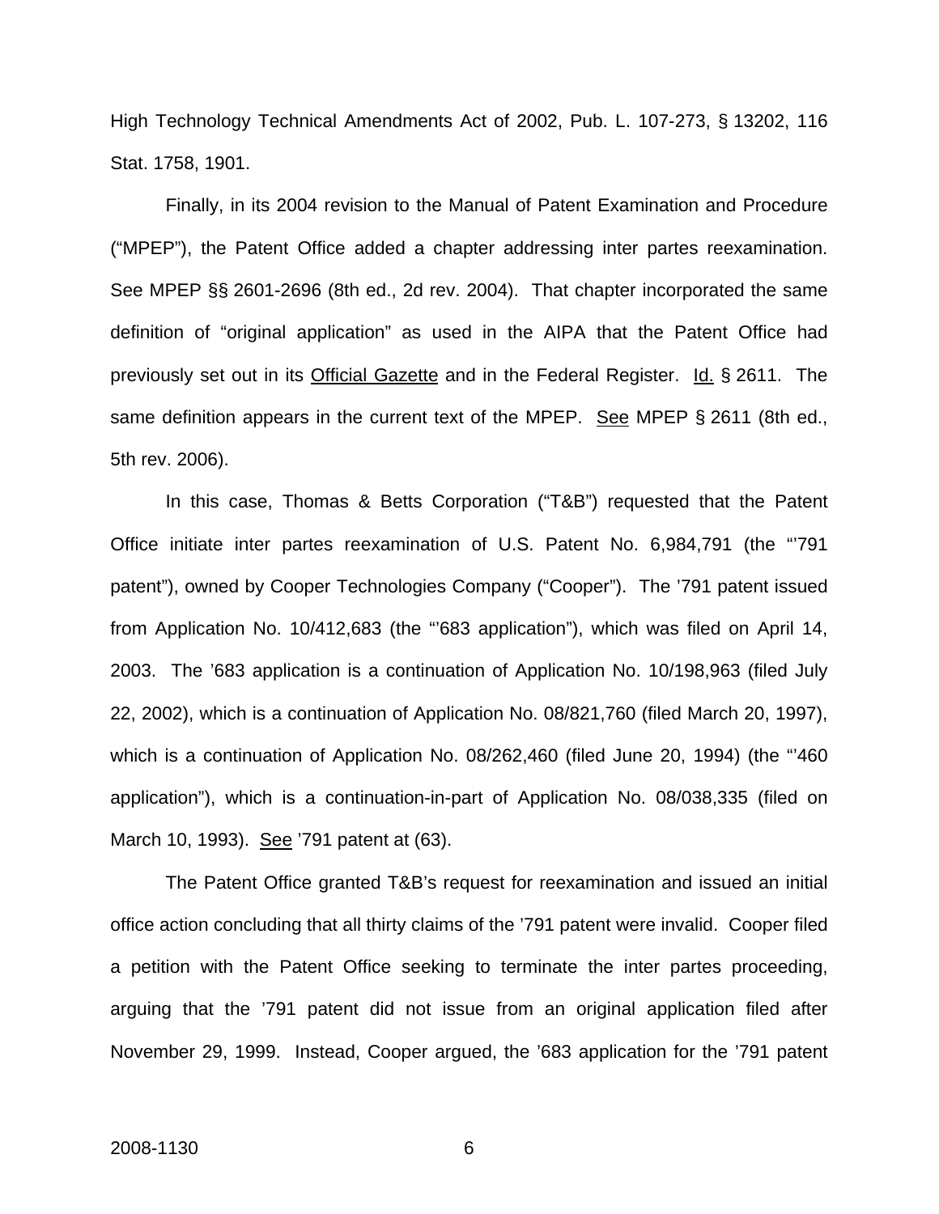High Technology Technical Amendments Act of 2002, Pub. L. 107-273, § 13202, 116 Stat. 1758, 1901.

Finally, in its 2004 revision to the Manual of Patent Examination and Procedure ("MPEP"), the Patent Office added a chapter addressing inter partes reexamination. See MPEP §§ 2601-2696 (8th ed., 2d rev. 2004). That chapter incorporated the same definition of "original application" as used in the AIPA that the Patent Office had previously set out in its Official Gazette and in the Federal Register. Id. § 2611. The same definition appears in the current text of the MPEP. See MPEP § 2611 (8th ed., 5th rev. 2006).

In this case, Thomas & Betts Corporation ("T&B") requested that the Patent Office initiate inter partes reexamination of U.S. Patent No. 6,984,791 (the "'791 patent"), owned by Cooper Technologies Company ("Cooper"). The '791 patent issued from Application No. 10/412,683 (the "'683 application"), which was filed on April 14, 2003. The '683 application is a continuation of Application No. 10/198,963 (filed July 22, 2002), which is a continuation of Application No. 08/821,760 (filed March 20, 1997), which is a continuation of Application No. 08/262,460 (filed June 20, 1994) (the "'460 application"), which is a continuation-in-part of Application No. 08/038,335 (filed on March 10, 1993). See '791 patent at (63).

The Patent Office granted T&B's request for reexamination and issued an initial office action concluding that all thirty claims of the '791 patent were invalid. Cooper filed a petition with the Patent Office seeking to terminate the inter partes proceeding, arguing that the '791 patent did not issue from an original application filed after November 29, 1999. Instead, Cooper argued, the '683 application for the '791 patent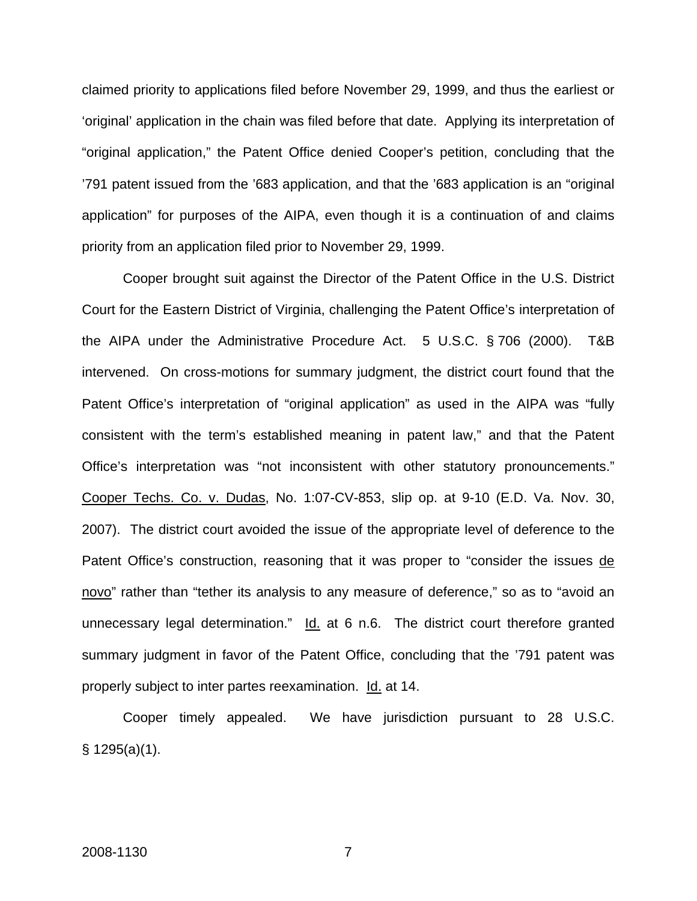claimed priority to applications filed before November 29, 1999, and thus the earliest or 'original' application in the chain was filed before that date. Applying its interpretation of "original application," the Patent Office denied Cooper's petition, concluding that the '791 patent issued from the '683 application, and that the '683 application is an "original application" for purposes of the AIPA, even though it is a continuation of and claims priority from an application filed prior to November 29, 1999.

Cooper brought suit against the Director of the Patent Office in the U.S. District Court for the Eastern District of Virginia, challenging the Patent Office's interpretation of the AIPA under the Administrative Procedure Act. 5 U.S.C. § 706 (2000). T&B intervened. On cross-motions for summary judgment, the district court found that the Patent Office's interpretation of "original application" as used in the AIPA was "fully consistent with the term's established meaning in patent law," and that the Patent Office's interpretation was "not inconsistent with other statutory pronouncements." Cooper Techs. Co. v. Dudas, No. 1:07-CV-853, slip op. at 9-10 (E.D. Va. Nov. 30, 2007). The district court avoided the issue of the appropriate level of deference to the Patent Office's construction, reasoning that it was proper to "consider the issues de novo" rather than "tether its analysis to any measure of deference," so as to "avoid an unnecessary legal determination." Id. at 6 n.6. The district court therefore granted summary judgment in favor of the Patent Office, concluding that the '791 patent was properly subject to inter partes reexamination. Id. at 14.

Cooper timely appealed. We have jurisdiction pursuant to 28 U.S.C. § 1295(a)(1).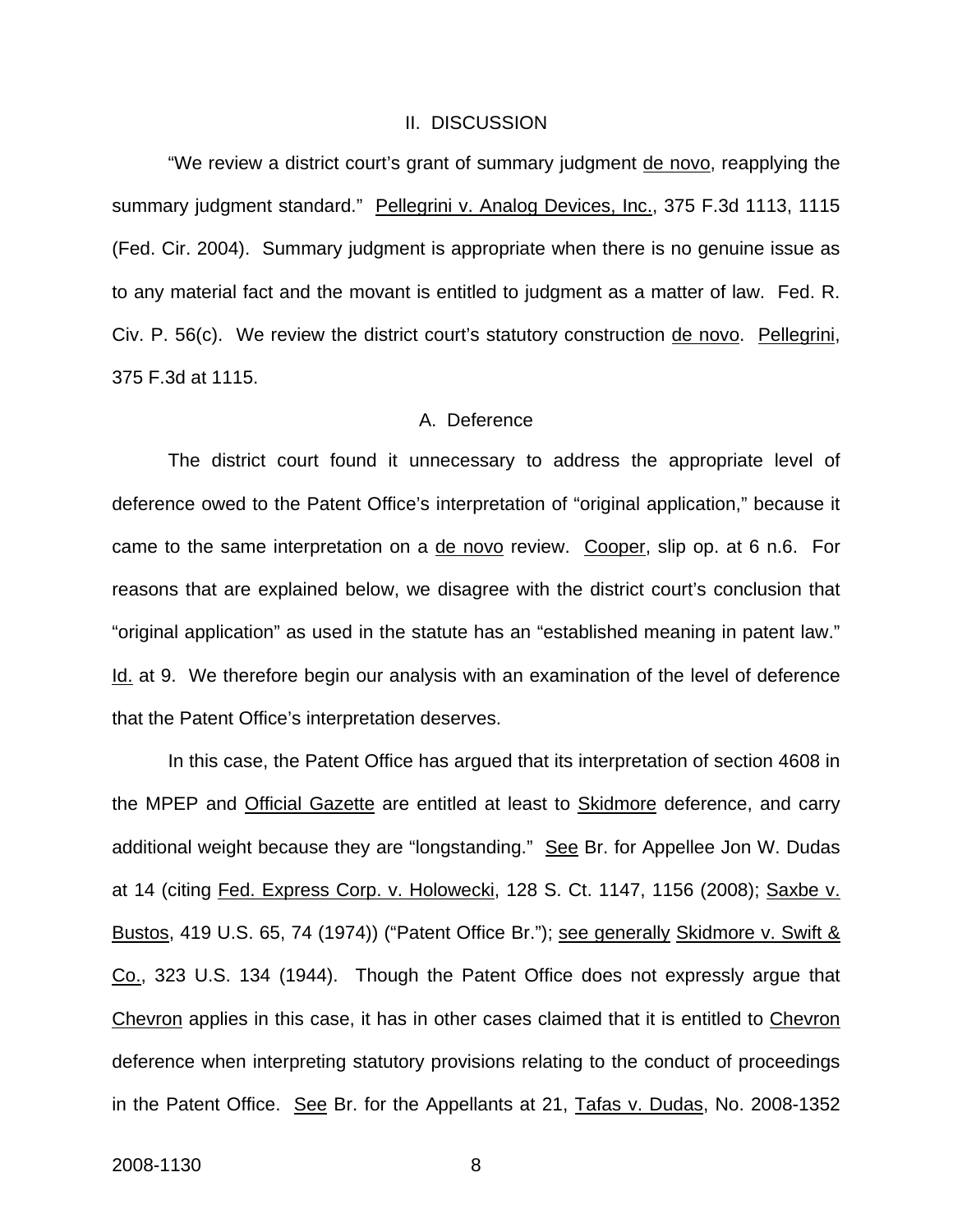## II. DISCUSSION

"We review a district court's grant of summary judgment de novo, reapplying the summary judgment standard." Pellegrini v. Analog Devices, Inc., 375 F.3d 1113, 1115 (Fed. Cir. 2004). Summary judgment is appropriate when there is no genuine issue as to any material fact and the movant is entitled to judgment as a matter of law. Fed. R. Civ. P. 56(c). We review the district court's statutory construction de novo. Pellegrini, 375 F.3d at 1115.

### A. Deference

The district court found it unnecessary to address the appropriate level of deference owed to the Patent Office's interpretation of "original application," because it came to the same interpretation on a de novo review. Cooper, slip op. at 6 n.6. For reasons that are explained below, we disagree with the district court's conclusion that "original application" as used in the statute has an "established meaning in patent law." Id. at 9. We therefore begin our analysis with an examination of the level of deference that the Patent Office's interpretation deserves.

In this case, the Patent Office has argued that its interpretation of section 4608 in the MPEP and Official Gazette are entitled at least to Skidmore deference, and carry additional weight because they are "longstanding." See Br. for Appellee Jon W. Dudas at 14 (citing Fed. Express Corp. v. Holowecki, 128 S. Ct. 1147, 1156 (2008); Saxbe v. Bustos, 419 U.S. 65, 74 (1974)) ("Patent Office Br."); see generally Skidmore v. Swift & Co., 323 U.S. 134 (1944). Though the Patent Office does not expressly argue that Chevron applies in this case, it has in other cases claimed that it is entitled to Chevron deference when interpreting statutory provisions relating to the conduct of proceedings in the Patent Office. See Br. for the Appellants at 21, Tafas v. Dudas, No. 2008-1352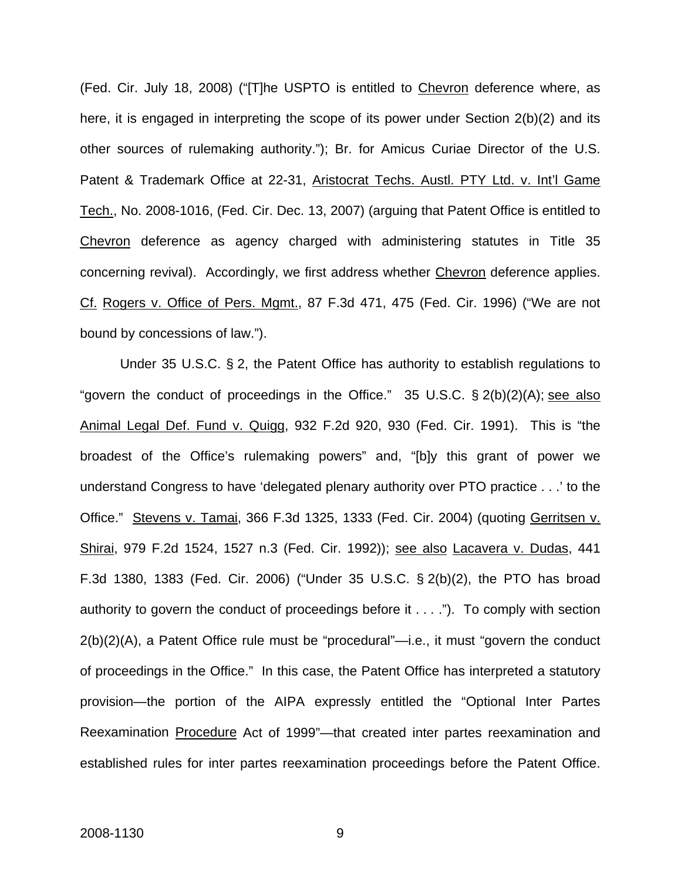(Fed. Cir. July 18, 2008) ("[T]he USPTO is entitled to Chevron deference where, as here, it is engaged in interpreting the scope of its power under Section 2(b)(2) and its other sources of rulemaking authority."); Br. for Amicus Curiae Director of the U.S. Patent & Trademark Office at 22-31, Aristocrat Techs. Austl. PTY Ltd. v. Int'l Game Tech., No. 2008-1016, (Fed. Cir. Dec. 13, 2007) (arguing that Patent Office is entitled to Chevron deference as agency charged with administering statutes in Title 35 concerning revival). Accordingly, we first address whether Chevron deference applies. Cf. Rogers v. Office of Pers. Mgmt., 87 F.3d 471, 475 (Fed. Cir. 1996) ("We are not bound by concessions of law.").

Under 35 U.S.C. § 2, the Patent Office has authority to establish regulations to "govern the conduct of proceedings in the Office." 35 U.S.C. § 2(b)(2)(A); see also Animal Legal Def. Fund v. Quigg, 932 F.2d 920, 930 (Fed. Cir. 1991). This is "the broadest of the Office's rulemaking powers" and, "[b]y this grant of power we understand Congress to have 'delegated plenary authority over PTO practice . . .' to the Office." Stevens v. Tamai, 366 F.3d 1325, 1333 (Fed. Cir. 2004) (quoting Gerritsen v. Shirai, 979 F.2d 1524, 1527 n.3 (Fed. Cir. 1992)); see also Lacavera v. Dudas, 441 F.3d 1380, 1383 (Fed. Cir. 2006) ("Under 35 U.S.C. § 2(b)(2), the PTO has broad authority to govern the conduct of proceedings before it . . . ."). To comply with section 2(b)(2)(A), a Patent Office rule must be "procedural"—i.e., it must "govern the conduct of proceedings in the Office." In this case, the Patent Office has interpreted a statutory provision—the portion of the AIPA expressly entitled the "Optional Inter Partes Reexamination Procedure Act of 1999"—that created inter partes reexamination and established rules for inter partes reexamination proceedings before the Patent Office.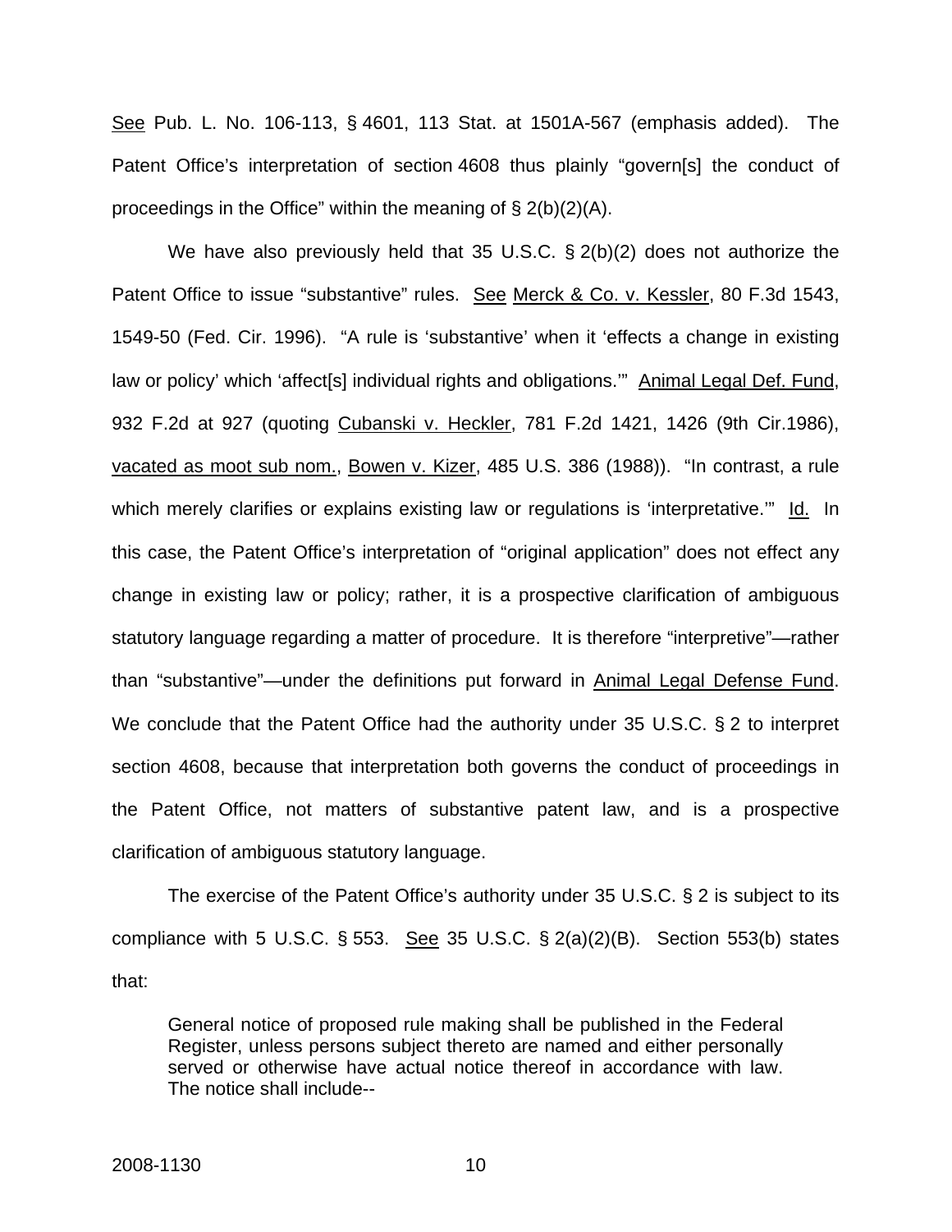See Pub. L. No. 106-113, § 4601, 113 Stat. at 1501A-567 (emphasis added). The Patent Office's interpretation of section 4608 thus plainly "govern[s] the conduct of proceedings in the Office" within the meaning of § 2(b)(2)(A).

We have also previously held that 35 U.S.C. § 2(b)(2) does not authorize the Patent Office to issue "substantive" rules. See Merck & Co. v. Kessler, 80 F.3d 1543, 1549-50 (Fed. Cir. 1996). "A rule is 'substantive' when it 'effects a change in existing law or policy' which 'affect[s] individual rights and obligations.'" Animal Legal Def. Fund, 932 F.2d at 927 (quoting Cubanski v. Heckler, 781 F.2d 1421, 1426 (9th Cir.1986), vacated as moot sub nom., Bowen v. Kizer, 485 U.S. 386 (1988)). "In contrast, a rule which merely clarifies or explains existing law or regulations is 'interpretative.'" Id. In this case, the Patent Office's interpretation of "original application" does not effect any change in existing law or policy; rather, it is a prospective clarification of ambiguous statutory language regarding a matter of procedure. It is therefore "interpretive"—rather than "substantive"—under the definitions put forward in Animal Legal Defense Fund. We conclude that the Patent Office had the authority under 35 U.S.C. § 2 to interpret section 4608, because that interpretation both governs the conduct of proceedings in the Patent Office, not matters of substantive patent law, and is a prospective clarification of ambiguous statutory language.

The exercise of the Patent Office's authority under 35 U.S.C. § 2 is subject to its compliance with 5 U.S.C. § 553. See 35 U.S.C. § 2(a)(2)(B). Section 553(b) states that:

> General notice of proposed rule making shall be published in the Federal Register, unless persons subject thereto are named and either personally served or otherwise have actual notice thereof in accordance with law. The notice shall include--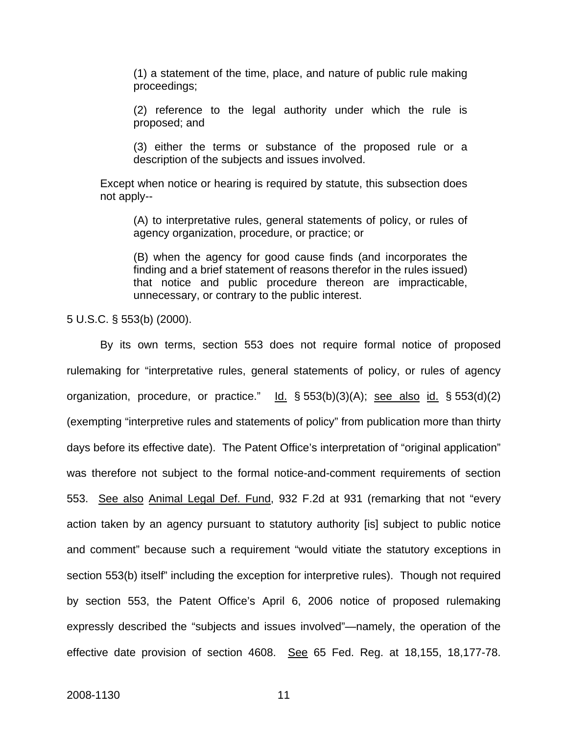> (1) a statement of the time, place, and nature of public rule making proceedings;
>
> (2) reference to the legal authority under which the rule is proposed; and
>
> (3) either the terms or substance of the proposed rule or a description of the subjects and issues involved.
>
> Except when notice or hearing is required by statute, this subsection does not apply--
>
> (A) to interpretative rules, general statements of policy, or rules of agency organization, procedure, or practice; or
>
> (B) when the agency for good cause finds (and incorporates the finding and a brief statement of reasons therefor in the rules issued) that notice and public procedure thereon are impracticable, unnecessary, or contrary to the public interest.

5 U.S.C. § 553(b) (2000).

By its own terms, section 553 does not require formal notice of proposed rulemaking for "interpretative rules, general statements of policy, or rules of agency organization, procedure, or practice." Id. § 553(b)(3)(A); see also id. § 553(d)(2) (exempting "interpretive rules and statements of policy" from publication more than thirty days before its effective date). The Patent Office's interpretation of "original application" was therefore not subject to the formal notice-and-comment requirements of section 553. See also Animal Legal Def. Fund, 932 F.2d at 931 (remarking that not "every action taken by an agency pursuant to statutory authority [is] subject to public notice and comment" because such a requirement "would vitiate the statutory exceptions in section 553(b) itself" including the exception for interpretive rules). Though not required by section 553, the Patent Office's April 6, 2006 notice of proposed rulemaking expressly described the "subjects and issues involved"—namely, the operation of the effective date provision of section 4608. See 65 Fed. Reg. at 18,155, 18,177-78.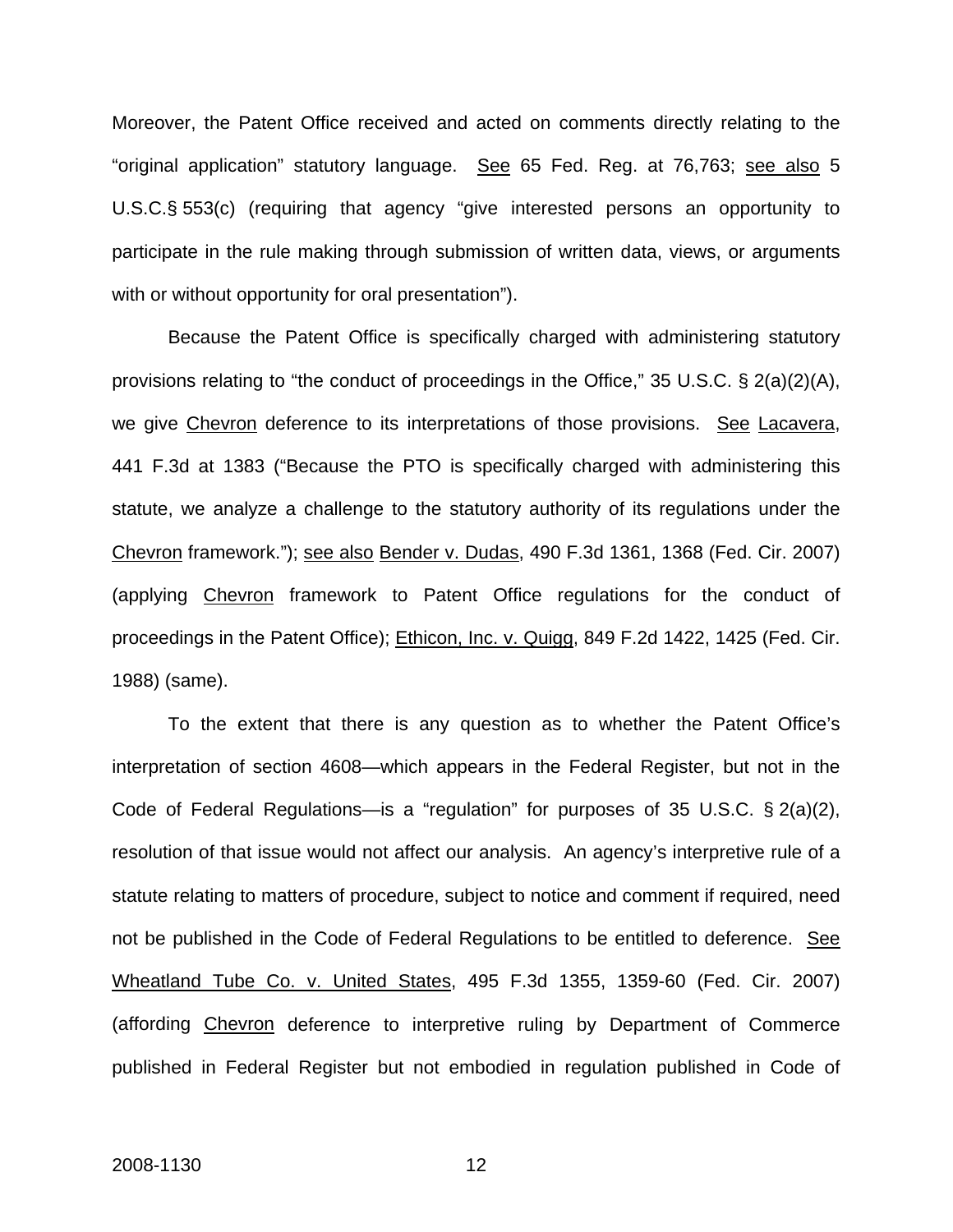Moreover, the Patent Office received and acted on comments directly relating to the "original application" statutory language. See 65 Fed. Reg. at 76,763; see also 5 U.S.C.§ 553(c) (requiring that agency "give interested persons an opportunity to participate in the rule making through submission of written data, views, or arguments with or without opportunity for oral presentation").

Because the Patent Office is specifically charged with administering statutory provisions relating to "the conduct of proceedings in the Office," 35 U.S.C. § 2(a)(2)(A), we give Chevron deference to its interpretations of those provisions. See Lacavera, 441 F.3d at 1383 ("Because the PTO is specifically charged with administering this statute, we analyze a challenge to the statutory authority of its regulations under the Chevron framework."); see also Bender v. Dudas, 490 F.3d 1361, 1368 (Fed. Cir. 2007) (applying Chevron framework to Patent Office regulations for the conduct of proceedings in the Patent Office); Ethicon, Inc. v. Quigg, 849 F.2d 1422, 1425 (Fed. Cir. 1988) (same).

To the extent that there is any question as to whether the Patent Office's interpretation of section 4608—which appears in the Federal Register, but not in the Code of Federal Regulations—is a "regulation" for purposes of 35 U.S.C. § 2(a)(2), resolution of that issue would not affect our analysis. An agency's interpretive rule of a statute relating to matters of procedure, subject to notice and comment if required, need not be published in the Code of Federal Regulations to be entitled to deference. See Wheatland Tube Co. v. United States, 495 F.3d 1355, 1359-60 (Fed. Cir. 2007) (affording Chevron deference to interpretive ruling by Department of Commerce published in Federal Register but not embodied in regulation published in Code of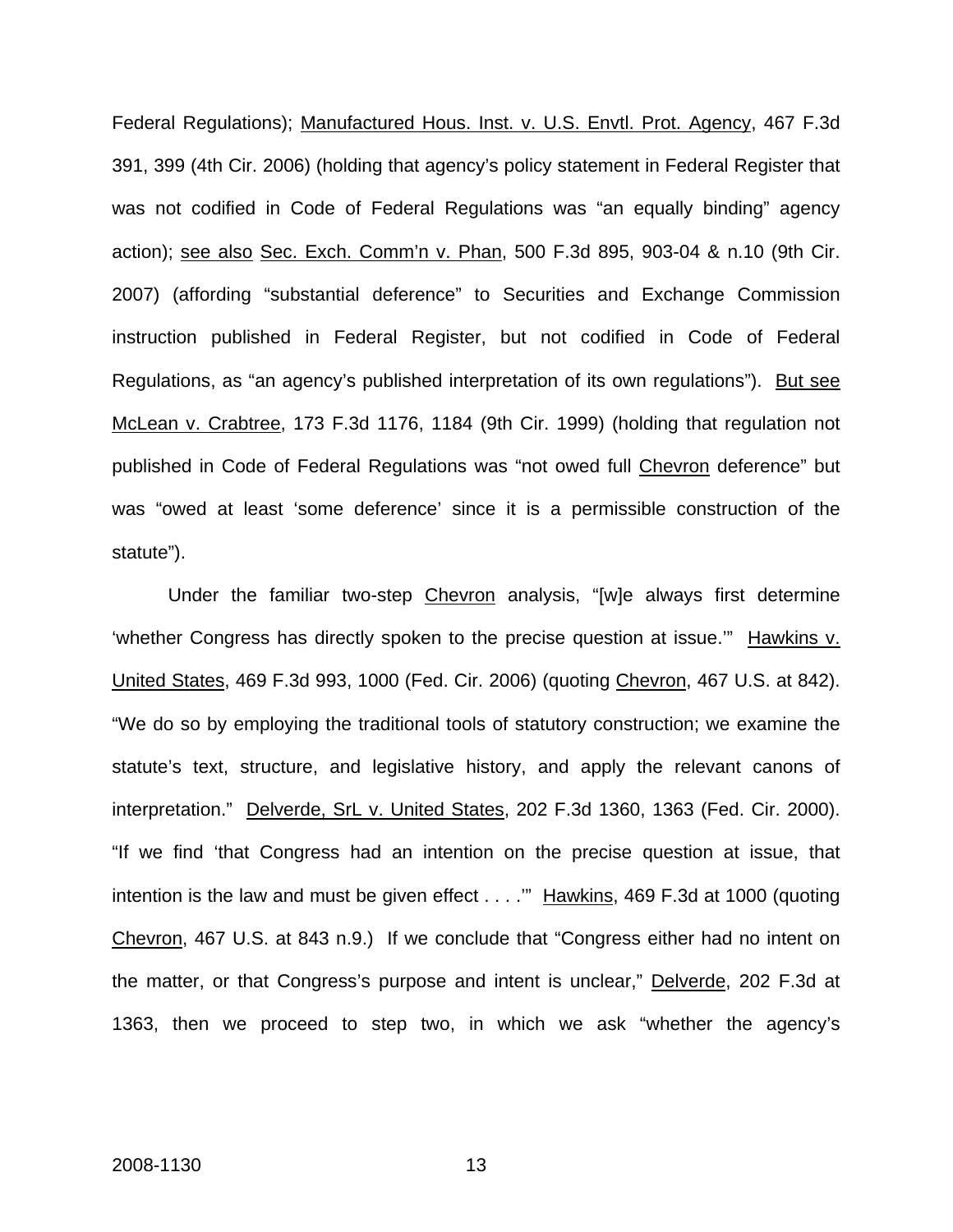Federal Regulations); Manufactured Hous. Inst. v. U.S. Envtl. Prot. Agency, 467 F.3d 391, 399 (4th Cir. 2006) (holding that agency's policy statement in Federal Register that was not codified in Code of Federal Regulations was "an equally binding" agency action); see also Sec. Exch. Comm'n v. Phan, 500 F.3d 895, 903-04 & n.10 (9th Cir. 2007) (affording "substantial deference" to Securities and Exchange Commission instruction published in Federal Register, but not codified in Code of Federal Regulations, as "an agency's published interpretation of its own regulations"). But see McLean v. Crabtree, 173 F.3d 1176, 1184 (9th Cir. 1999) (holding that regulation not published in Code of Federal Regulations was "not owed full Chevron deference" but was "owed at least 'some deference' since it is a permissible construction of the statute").

Under the familiar two-step Chevron analysis, "[w]e always first determine 'whether Congress has directly spoken to the precise question at issue.'" Hawkins v. United States, 469 F.3d 993, 1000 (Fed. Cir. 2006) (quoting Chevron, 467 U.S. at 842). "We do so by employing the traditional tools of statutory construction; we examine the statute's text, structure, and legislative history, and apply the relevant canons of interpretation." Delverde, SrL v. United States, 202 F.3d 1360, 1363 (Fed. Cir. 2000). "If we find 'that Congress had an intention on the precise question at issue, that intention is the law and must be given effect . . . .'" Hawkins, 469 F.3d at 1000 (quoting Chevron, 467 U.S. at 843 n.9.) If we conclude that "Congress either had no intent on the matter, or that Congress's purpose and intent is unclear," Delverde, 202 F.3d at 1363, then we proceed to step two, in which we ask "whether the agency's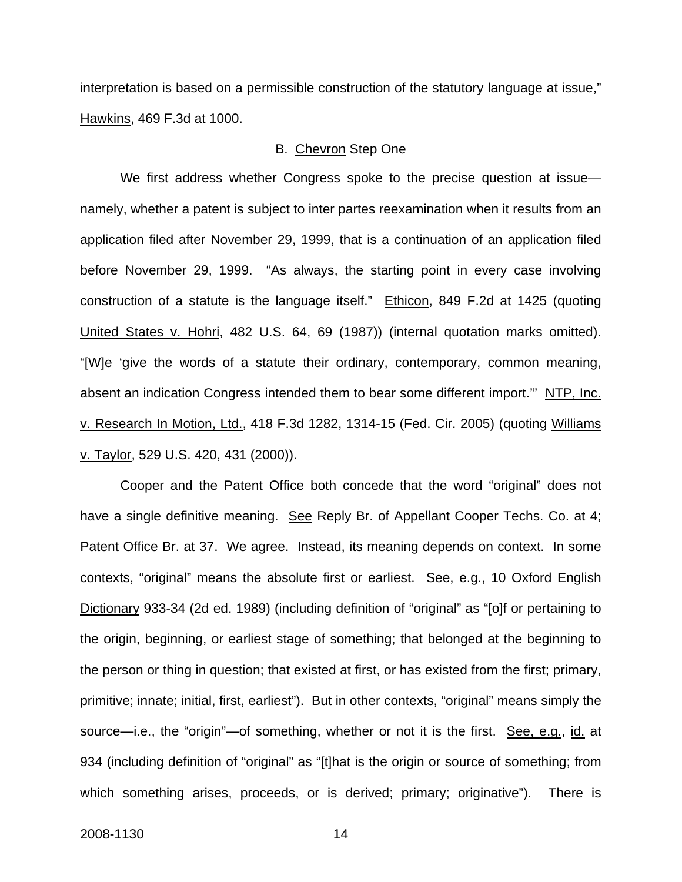interpretation is based on a permissible construction of the statutory language at issue," Hawkins, 469 F.3d at 1000.

### B. Chevron Step One

We first address whether Congress spoke to the precise question at issue—namely, whether a patent is subject to inter partes reexamination when it results from an application filed after November 29, 1999, that is a continuation of an application filed before November 29, 1999. "As always, the starting point in every case involving construction of a statute is the language itself." Ethicon, 849 F.2d at 1425 (quoting United States v. Hohri, 482 U.S. 64, 69 (1987)) (internal quotation marks omitted). "[W]e 'give the words of a statute their ordinary, contemporary, common meaning, absent an indication Congress intended them to bear some different import.'" NTP, Inc. v. Research In Motion, Ltd., 418 F.3d 1282, 1314-15 (Fed. Cir. 2005) (quoting Williams v. Taylor, 529 U.S. 420, 431 (2000)).

Cooper and the Patent Office both concede that the word "original" does not have a single definitive meaning. See Reply Br. of Appellant Cooper Techs. Co. at 4; Patent Office Br. at 37. We agree. Instead, its meaning depends on context. In some contexts, "original" means the absolute first or earliest. See, e.g., 10 Oxford English Dictionary 933-34 (2d ed. 1989) (including definition of "original" as "[o]f or pertaining to the origin, beginning, or earliest stage of something; that belonged at the beginning to the person or thing in question; that existed at first, or has existed from the first; primary, primitive; innate; initial, first, earliest"). But in other contexts, "original" means simply the source—i.e., the "origin"—of something, whether or not it is the first. See, e.g., id. at 934 (including definition of "original" as "[t]hat is the origin or source of something; from which something arises, proceeds, or is derived; primary; originative"). There is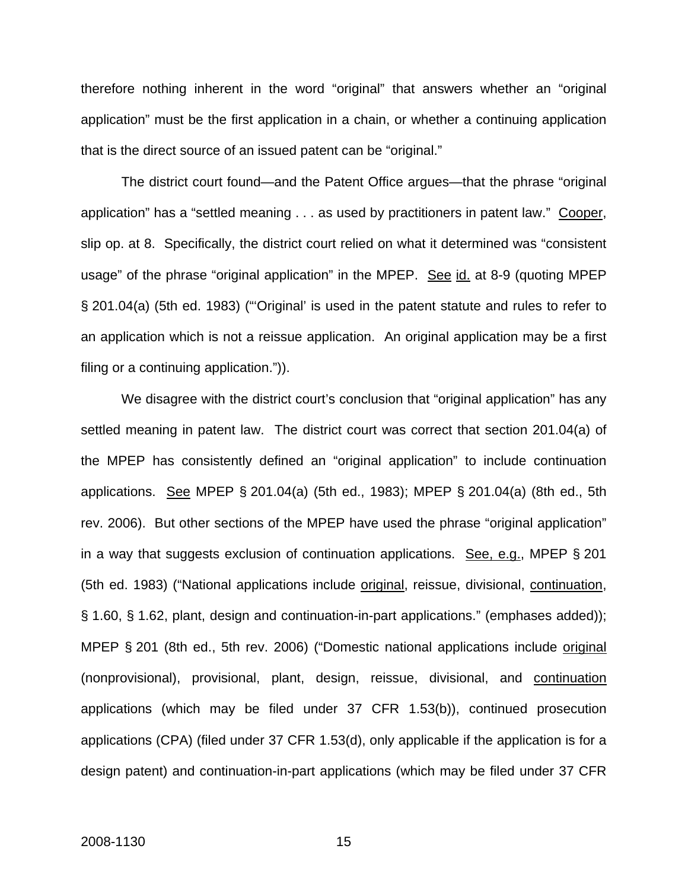therefore nothing inherent in the word "original" that answers whether an "original application" must be the first application in a chain, or whether a continuing application that is the direct source of an issued patent can be "original."

The district court found—and the Patent Office argues—that the phrase "original application" has a "settled meaning . . . as used by practitioners in patent law." Cooper, slip op. at 8. Specifically, the district court relied on what it determined was "consistent usage" of the phrase "original application" in the MPEP. See id. at 8-9 (quoting MPEP § 201.04(a) (5th ed. 1983) ("'Original' is used in the patent statute and rules to refer to an application which is not a reissue application. An original application may be a first filing or a continuing application.")).

We disagree with the district court's conclusion that "original application" has any settled meaning in patent law. The district court was correct that section 201.04(a) of the MPEP has consistently defined an "original application" to include continuation applications. See MPEP § 201.04(a) (5th ed., 1983); MPEP § 201.04(a) (8th ed., 5th rev. 2006). But other sections of the MPEP have used the phrase "original application" in a way that suggests exclusion of continuation applications. See, e.g., MPEP § 201 (5th ed. 1983) ("National applications include original, reissue, divisional, continuation, § 1.60, § 1.62, plant, design and continuation-in-part applications." (emphases added)); MPEP § 201 (8th ed., 5th rev. 2006) ("Domestic national applications include original (nonprovisional), provisional, plant, design, reissue, divisional, and continuation applications (which may be filed under 37 CFR 1.53(b)), continued prosecution applications (CPA) (filed under 37 CFR 1.53(d), only applicable if the application is for a design patent) and continuation-in-part applications (which may be filed under 37 CFR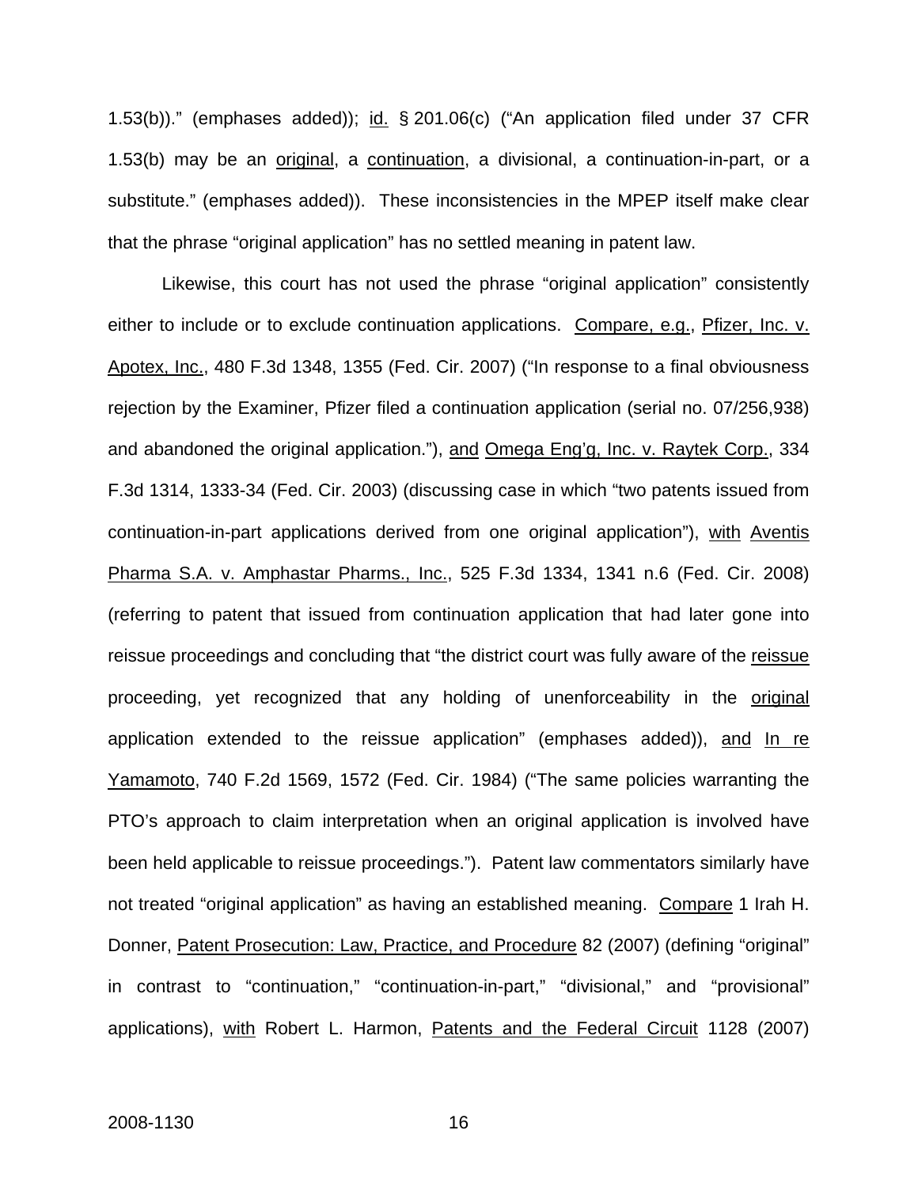1.53(b))." (emphases added)); id. § 201.06(c) ("An application filed under 37 CFR 1.53(b) may be an original, a continuation, a divisional, a continuation-in-part, or a substitute." (emphases added)). These inconsistencies in the MPEP itself make clear that the phrase "original application" has no settled meaning in patent law.

Likewise, this court has not used the phrase "original application" consistently either to include or to exclude continuation applications. Compare, e.g., Pfizer, Inc. v. Apotex, Inc., 480 F.3d 1348, 1355 (Fed. Cir. 2007) ("In response to a final obviousness rejection by the Examiner, Pfizer filed a continuation application (serial no. 07/256,938) and abandoned the original application."), and Omega Eng'g, Inc. v. Raytek Corp., 334 F.3d 1314, 1333-34 (Fed. Cir. 2003) (discussing case in which "two patents issued from continuation-in-part applications derived from one original application"), with Aventis Pharma S.A. v. Amphastar Pharms., Inc., 525 F.3d 1334, 1341 n.6 (Fed. Cir. 2008) (referring to patent that issued from continuation application that had later gone into reissue proceedings and concluding that "the district court was fully aware of the reissue proceeding, yet recognized that any holding of unenforceability in the original application extended to the reissue application" (emphases added)), and In re Yamamoto, 740 F.2d 1569, 1572 (Fed. Cir. 1984) ("The same policies warranting the PTO's approach to claim interpretation when an original application is involved have been held applicable to reissue proceedings."). Patent law commentators similarly have not treated "original application" as having an established meaning. Compare 1 Irah H. Donner, Patent Prosecution: Law, Practice, and Procedure 82 (2007) (defining "original" in contrast to "continuation," "continuation-in-part," "divisional," and "provisional" applications), with Robert L. Harmon, Patents and the Federal Circuit 1128 (2007)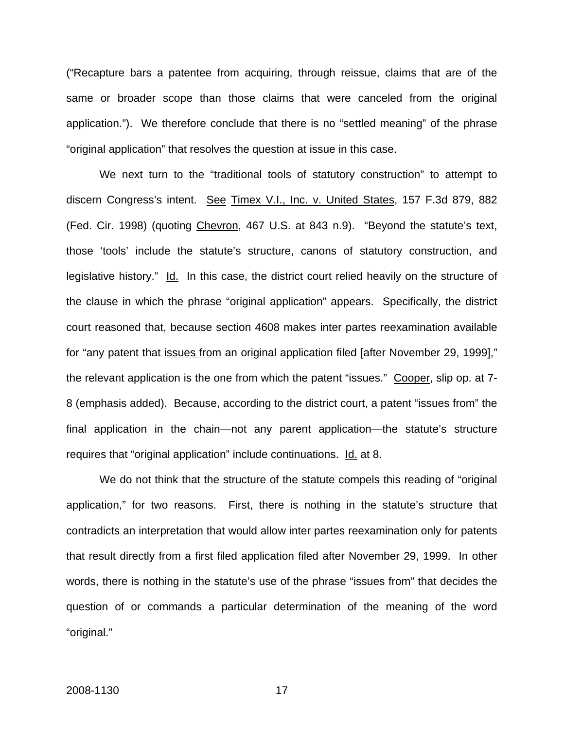("Recapture bars a patentee from acquiring, through reissue, claims that are of the same or broader scope than those claims that were canceled from the original application."). We therefore conclude that there is no "settled meaning" of the phrase "original application" that resolves the question at issue in this case.

We next turn to the "traditional tools of statutory construction" to attempt to discern Congress's intent. See Timex V.I., Inc. v. United States, 157 F.3d 879, 882 (Fed. Cir. 1998) (quoting Chevron, 467 U.S. at 843 n.9). "Beyond the statute's text, those 'tools' include the statute's structure, canons of statutory construction, and legislative history." Id. In this case, the district court relied heavily on the structure of the clause in which the phrase "original application" appears. Specifically, the district court reasoned that, because section 4608 makes inter partes reexamination available for "any patent that issues from an original application filed [after November 29, 1999]," the relevant application is the one from which the patent "issues." Cooper, slip op. at 7-8 (emphasis added). Because, according to the district court, a patent "issues from" the final application in the chain—not any parent application—the statute's structure requires that "original application" include continuations. Id. at 8.

We do not think that the structure of the statute compels this reading of "original application," for two reasons. First, there is nothing in the statute's structure that contradicts an interpretation that would allow inter partes reexamination only for patents that result directly from a first filed application filed after November 29, 1999. In other words, there is nothing in the statute's use of the phrase "issues from" that decides the question of or commands a particular determination of the meaning of the word "original."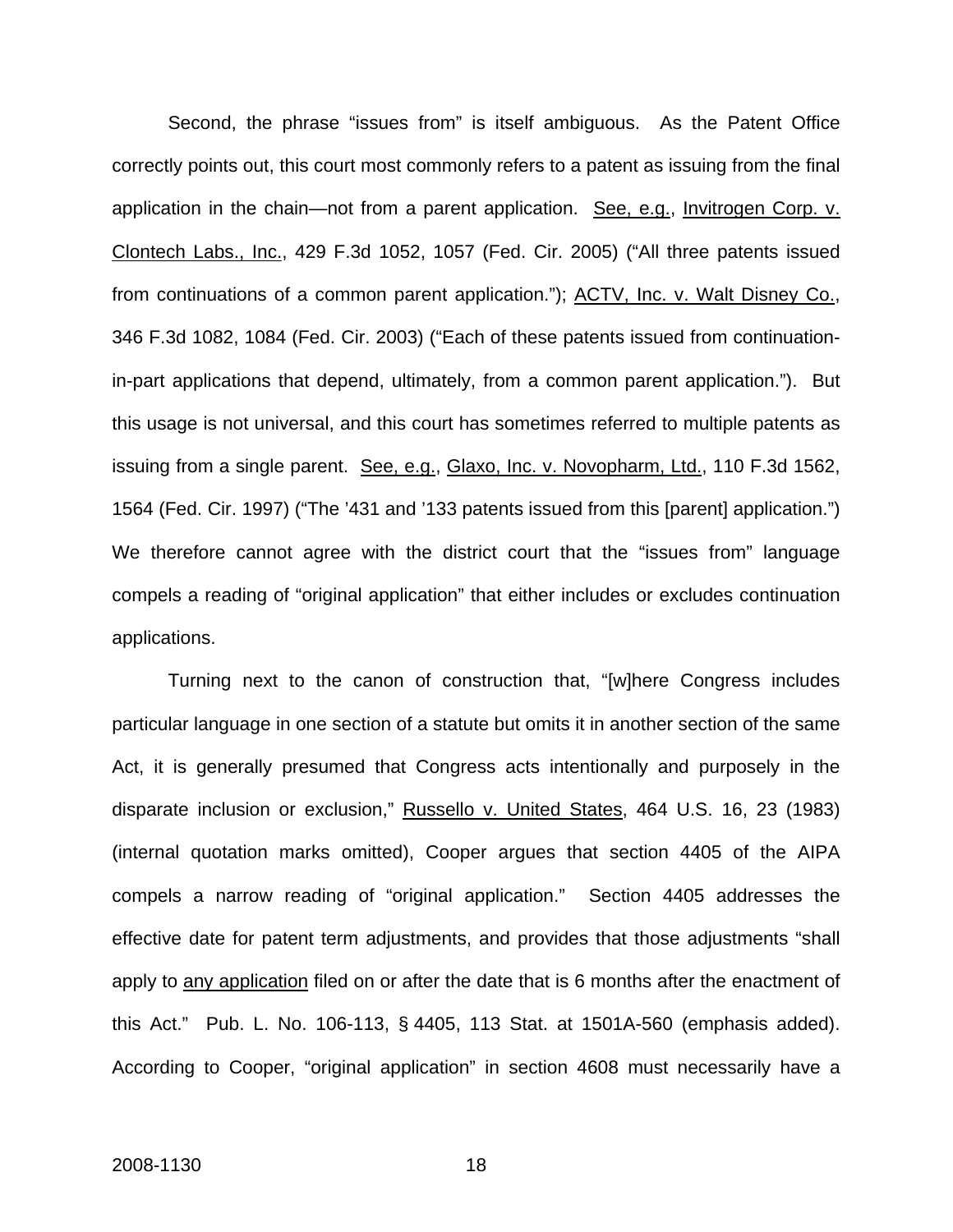Second, the phrase "issues from" is itself ambiguous. As the Patent Office correctly points out, this court most commonly refers to a patent as issuing from the final application in the chain—not from a parent application. See, e.g., Invitrogen Corp. v. Clontech Labs., Inc., 429 F.3d 1052, 1057 (Fed. Cir. 2005) ("All three patents issued from continuations of a common parent application."); ACTV, Inc. v. Walt Disney Co., 346 F.3d 1082, 1084 (Fed. Cir. 2003) ("Each of these patents issued from continuation-in-part applications that depend, ultimately, from a common parent application."). But this usage is not universal, and this court has sometimes referred to multiple patents as issuing from a single parent. See, e.g., Glaxo, Inc. v. Novopharm, Ltd., 110 F.3d 1562, 1564 (Fed. Cir. 1997) ("The '431 and '133 patents issued from this [parent] application.") We therefore cannot agree with the district court that the "issues from" language compels a reading of "original application" that either includes or excludes continuation applications.

Turning next to the canon of construction that, "[w]here Congress includes particular language in one section of a statute but omits it in another section of the same Act, it is generally presumed that Congress acts intentionally and purposely in the disparate inclusion or exclusion," Russello v. United States, 464 U.S. 16, 23 (1983) (internal quotation marks omitted), Cooper argues that section 4405 of the AIPA compels a narrow reading of "original application." Section 4405 addresses the effective date for patent term adjustments, and provides that those adjustments "shall apply to any application filed on or after the date that is 6 months after the enactment of this Act." Pub. L. No. 106-113, § 4405, 113 Stat. at 1501A-560 (emphasis added). According to Cooper, "original application" in section 4608 must necessarily have a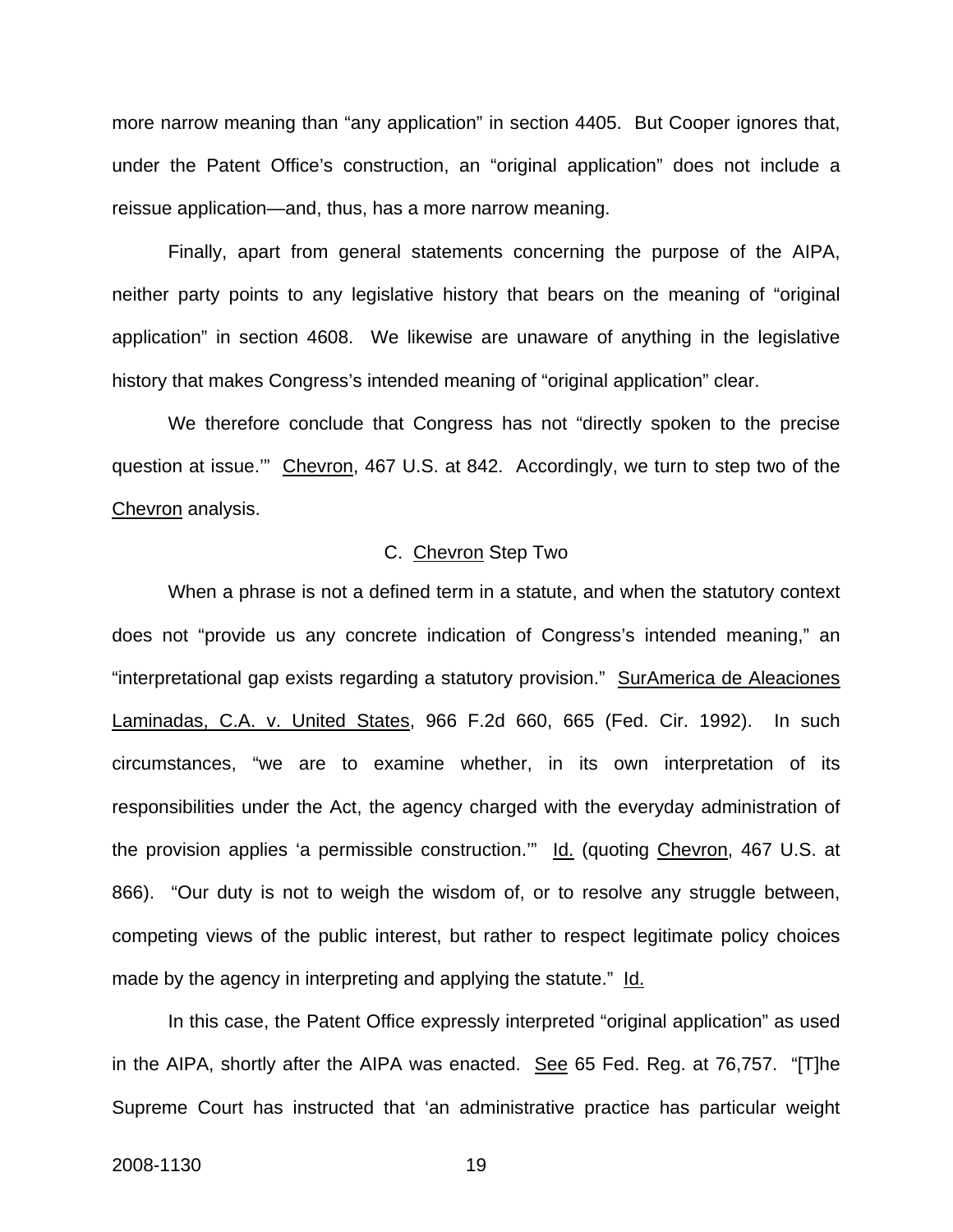more narrow meaning than "any application" in section 4405. But Cooper ignores that, under the Patent Office's construction, an "original application" does not include a reissue application—and, thus, has a more narrow meaning.

Finally, apart from general statements concerning the purpose of the AIPA, neither party points to any legislative history that bears on the meaning of "original application" in section 4608. We likewise are unaware of anything in the legislative history that makes Congress's intended meaning of "original application" clear.

We therefore conclude that Congress has not "directly spoken to the precise question at issue.'" Chevron, 467 U.S. at 842. Accordingly, we turn to step two of the Chevron analysis.

### C. Chevron Step Two

When a phrase is not a defined term in a statute, and when the statutory context does not "provide us any concrete indication of Congress's intended meaning," an "interpretational gap exists regarding a statutory provision." SurAmerica de Aleaciones Laminadas, C.A. v. United States, 966 F.2d 660, 665 (Fed. Cir. 1992). In such circumstances, "we are to examine whether, in its own interpretation of its responsibilities under the Act, the agency charged with the everyday administration of the provision applies 'a permissible construction.'" Id. (quoting Chevron, 467 U.S. at 866). "Our duty is not to weigh the wisdom of, or to resolve any struggle between, competing views of the public interest, but rather to respect legitimate policy choices made by the agency in interpreting and applying the statute." Id.

In this case, the Patent Office expressly interpreted "original application" as used in the AIPA, shortly after the AIPA was enacted. See 65 Fed. Reg. at 76,757. "[T]he Supreme Court has instructed that 'an administrative practice has particular weight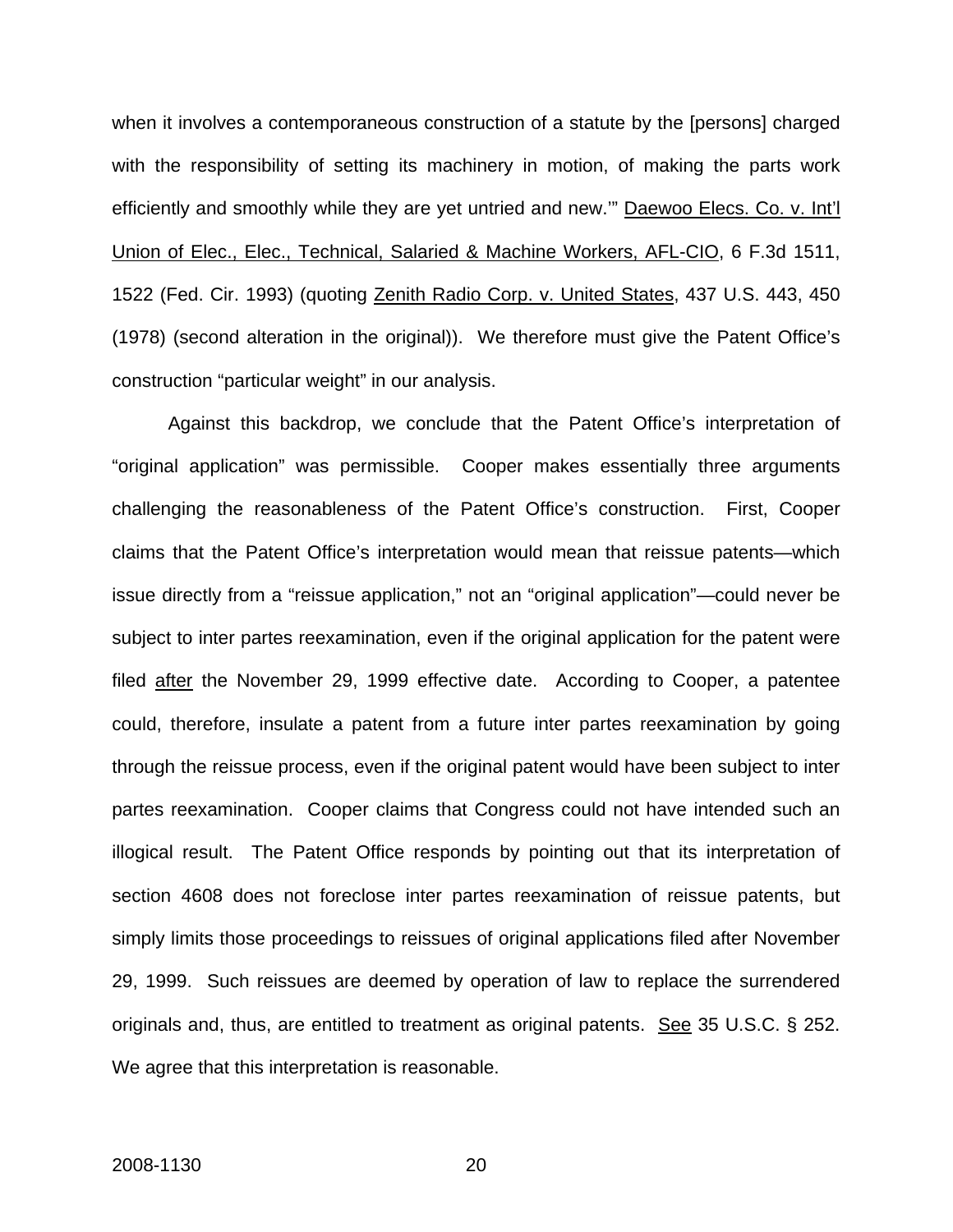when it involves a contemporaneous construction of a statute by the [persons] charged with the responsibility of setting its machinery in motion, of making the parts work efficiently and smoothly while they are yet untried and new.'" Daewoo Elecs. Co. v. Int'l Union of Elec., Elec., Technical, Salaried & Machine Workers, AFL-CIO, 6 F.3d 1511, 1522 (Fed. Cir. 1993) (quoting Zenith Radio Corp. v. United States, 437 U.S. 443, 450 (1978) (second alteration in the original)). We therefore must give the Patent Office's construction "particular weight" in our analysis.

Against this backdrop, we conclude that the Patent Office's interpretation of "original application" was permissible. Cooper makes essentially three arguments challenging the reasonableness of the Patent Office's construction. First, Cooper claims that the Patent Office's interpretation would mean that reissue patents—which issue directly from a "reissue application," not an "original application"—could never be subject to inter partes reexamination, even if the original application for the patent were filed after the November 29, 1999 effective date. According to Cooper, a patentee could, therefore, insulate a patent from a future inter partes reexamination by going through the reissue process, even if the original patent would have been subject to inter partes reexamination. Cooper claims that Congress could not have intended such an illogical result. The Patent Office responds by pointing out that its interpretation of section 4608 does not foreclose inter partes reexamination of reissue patents, but simply limits those proceedings to reissues of original applications filed after November 29, 1999. Such reissues are deemed by operation of law to replace the surrendered originals and, thus, are entitled to treatment as original patents. See 35 U.S.C. § 252. We agree that this interpretation is reasonable.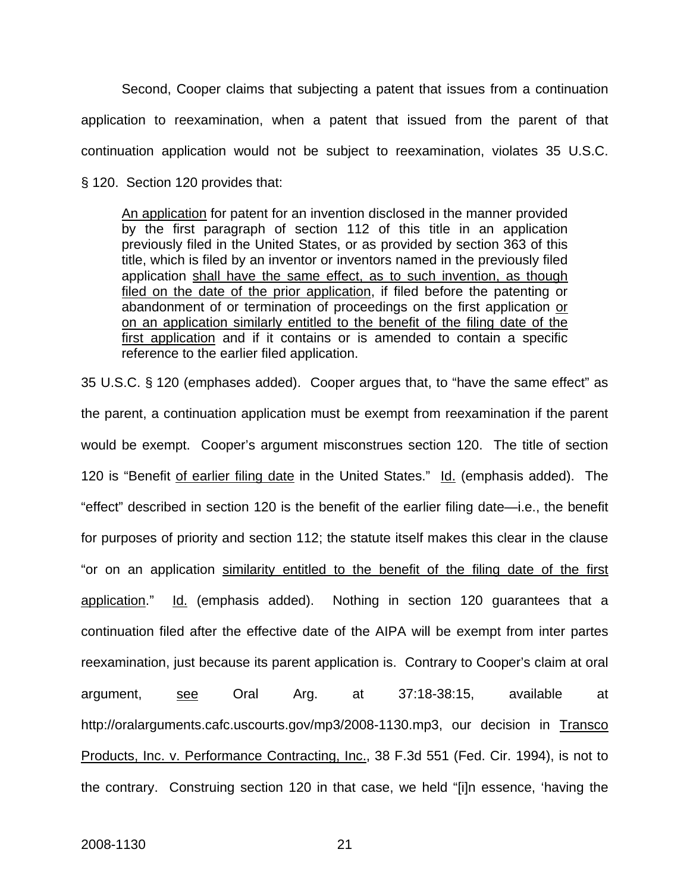Second, Cooper claims that subjecting a patent that issues from a continuation application to reexamination, when a patent that issued from the parent of that continuation application would not be subject to reexamination, violates 35 U.S.C. § 120. Section 120 provides that:

> <u>An application</u> for patent for an invention disclosed in the manner provided by the first paragraph of section 112 of this title in an application previously filed in the United States, or as provided by section 363 of this title, which is filed by an inventor or inventors named in the previously filed application <u>shall have the same effect, as to such invention, as though filed on the date of the prior application</u>, if filed before the patenting or abandonment of or termination of proceedings on the first application <u>or on an application similarly entitled to the benefit of the filing date of the first application</u> and if it contains or is amended to contain a specific reference to the earlier filed application.

35 U.S.C. § 120 (emphases added). Cooper argues that, to "have the same effect" as the parent, a continuation application must be exempt from reexamination if the parent would be exempt. Cooper's argument misconstrues section 120. The title of section 120 is "Benefit <u>of earlier filing date</u> in the United States." <u>Id.</u> (emphasis added). The "effect" described in section 120 is the benefit of the earlier filing date—i.e., the benefit for purposes of priority and section 112; the statute itself makes this clear in the clause "or on an application <u>similarity entitled to the benefit of the filing date of the first application</u>." <u>Id.</u> (emphasis added). Nothing in section 120 guarantees that a continuation filed after the effective date of the AIPA will be exempt from inter partes reexamination, just because its parent application is. Contrary to Cooper's claim at oral argument, <u>see</u> Oral Arg. at 37:18-38:15, available at http://oralarguments.cafc.uscourts.gov/mp3/2008-1130.mp3, our decision in <u>Transco Products, Inc. v. Performance Contracting, Inc.</u>, 38 F.3d 551 (Fed. Cir. 1994), is not to the contrary. Construing section 120 in that case, we held "[i]n essence, 'having the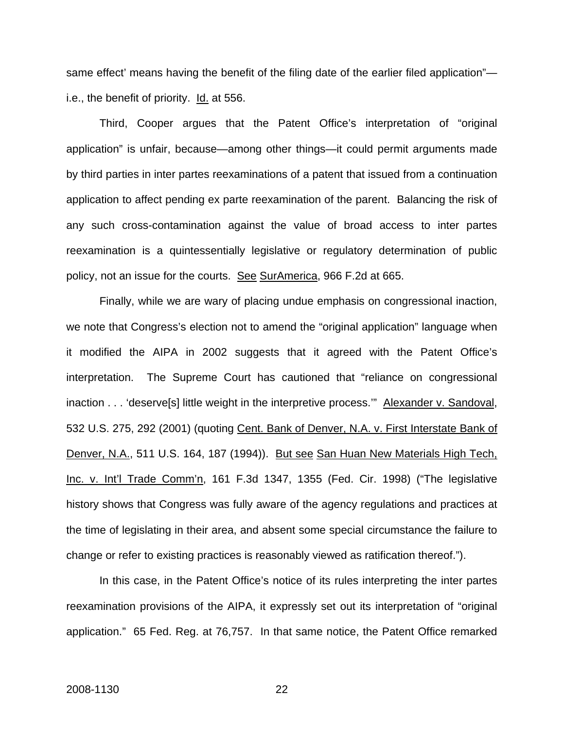same effect' means having the benefit of the filing date of the earlier filed application"—i.e., the benefit of priority. Id. at 556.

Third, Cooper argues that the Patent Office's interpretation of "original application" is unfair, because—among other things—it could permit arguments made by third parties in inter partes reexaminations of a patent that issued from a continuation application to affect pending ex parte reexamination of the parent. Balancing the risk of any such cross-contamination against the value of broad access to inter partes reexamination is a quintessentially legislative or regulatory determination of public policy, not an issue for the courts. See SurAmerica, 966 F.2d at 665.

Finally, while we are wary of placing undue emphasis on congressional inaction, we note that Congress's election not to amend the "original application" language when it modified the AIPA in 2002 suggests that it agreed with the Patent Office's interpretation. The Supreme Court has cautioned that "reliance on congressional inaction . . . 'deserve[s] little weight in the interpretive process.'" Alexander v. Sandoval, 532 U.S. 275, 292 (2001) (quoting Cent. Bank of Denver, N.A. v. First Interstate Bank of Denver, N.A., 511 U.S. 164, 187 (1994)). But see San Huan New Materials High Tech, Inc. v. Int'l Trade Comm'n, 161 F.3d 1347, 1355 (Fed. Cir. 1998) ("The legislative history shows that Congress was fully aware of the agency regulations and practices at the time of legislating in their area, and absent some special circumstance the failure to change or refer to existing practices is reasonably viewed as ratification thereof.").

In this case, in the Patent Office's notice of its rules interpreting the inter partes reexamination provisions of the AIPA, it expressly set out its interpretation of "original application." 65 Fed. Reg. at 76,757. In that same notice, the Patent Office remarked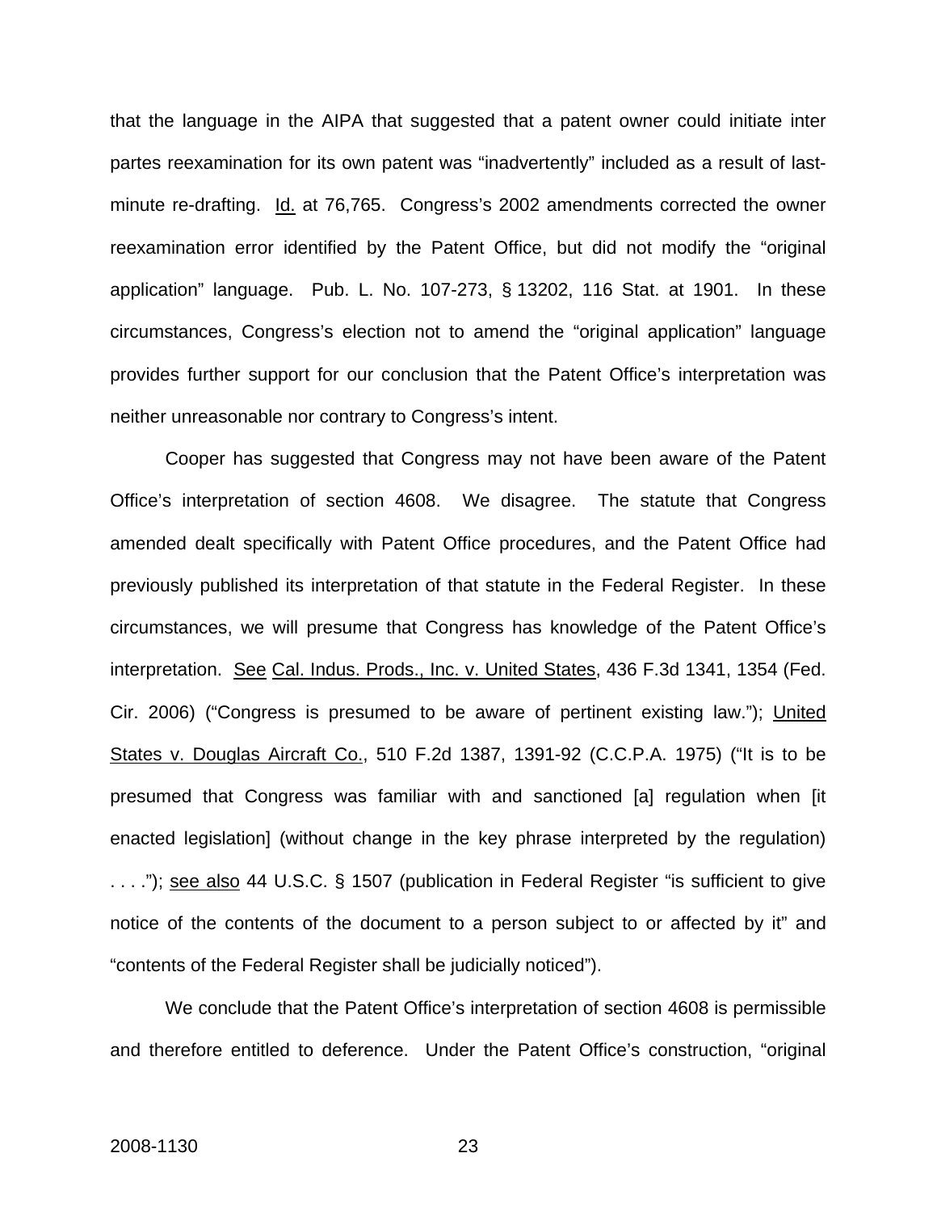that the language in the AIPA that suggested that a patent owner could initiate inter partes reexamination for its own patent was "inadvertently" included as a result of last-minute re-drafting. Id. at 76,765. Congress's 2002 amendments corrected the owner reexamination error identified by the Patent Office, but did not modify the "original application" language. Pub. L. No. 107-273, § 13202, 116 Stat. at 1901. In these circumstances, Congress's election not to amend the "original application" language provides further support for our conclusion that the Patent Office's interpretation was neither unreasonable nor contrary to Congress's intent.

Cooper has suggested that Congress may not have been aware of the Patent Office's interpretation of section 4608. We disagree. The statute that Congress amended dealt specifically with Patent Office procedures, and the Patent Office had previously published its interpretation of that statute in the Federal Register. In these circumstances, we will presume that Congress has knowledge of the Patent Office's interpretation. See Cal. Indus. Prods., Inc. v. United States, 436 F.3d 1341, 1354 (Fed. Cir. 2006) ("Congress is presumed to be aware of pertinent existing law."); United States v. Douglas Aircraft Co., 510 F.2d 1387, 1391-92 (C.C.P.A. 1975) ("It is to be presumed that Congress was familiar with and sanctioned [a] regulation when [it enacted legislation] (without change in the key phrase interpreted by the regulation) . . . ."); see also 44 U.S.C. § 1507 (publication in Federal Register "is sufficient to give notice of the contents of the document to a person subject to or affected by it" and "contents of the Federal Register shall be judicially noticed").

We conclude that the Patent Office's interpretation of section 4608 is permissible and therefore entitled to deference. Under the Patent Office's construction, "original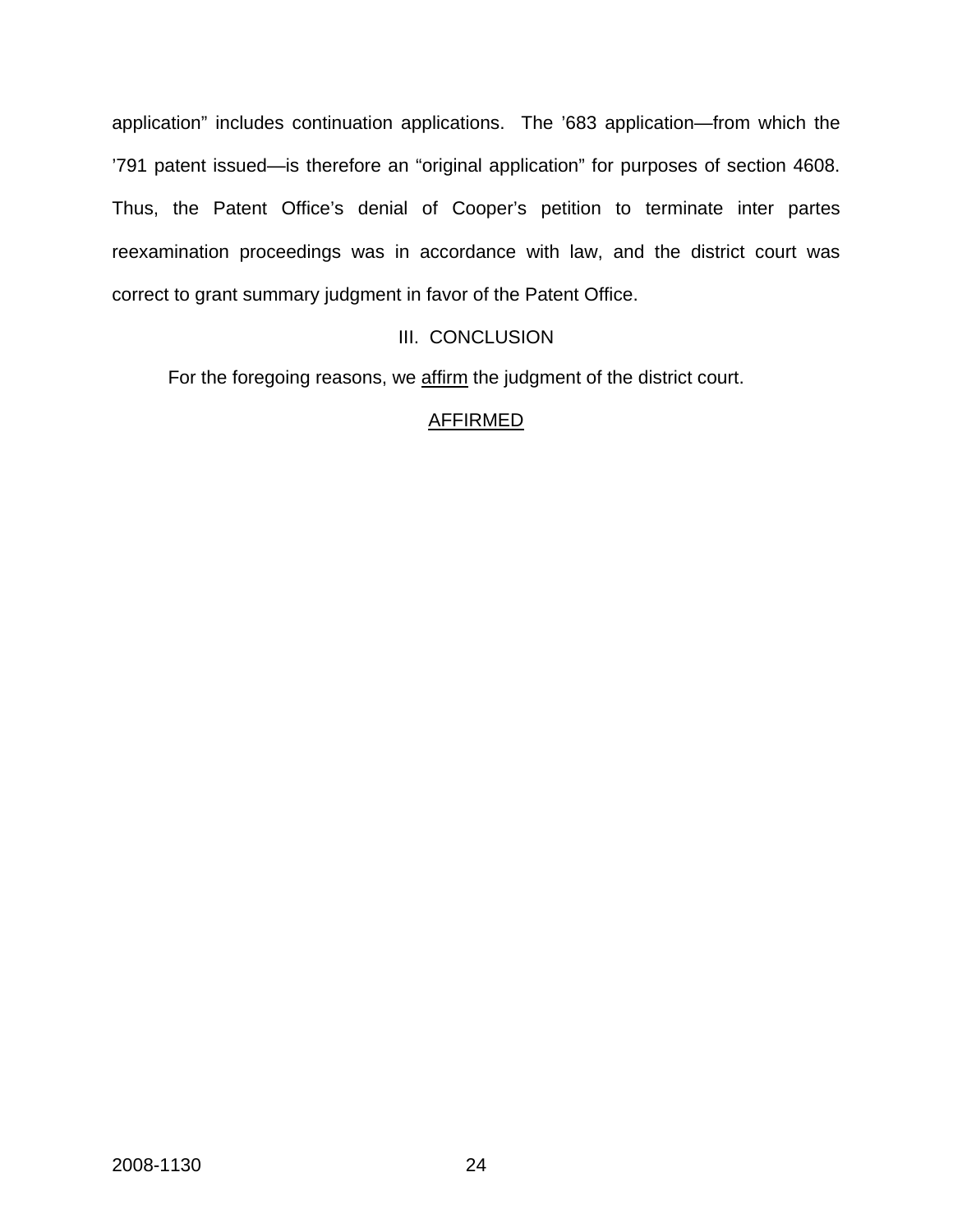application" includes continuation applications. The '683 application—from which the '791 patent issued—is therefore an "original application" for purposes of section 4608. Thus, the Patent Office's denial of Cooper's petition to terminate inter partes reexamination proceedings was in accordance with law, and the district court was correct to grant summary judgment in favor of the Patent Office.

## III. CONCLUSION

For the foregoing reasons, we affirm the judgment of the district court.

AFFIRMED